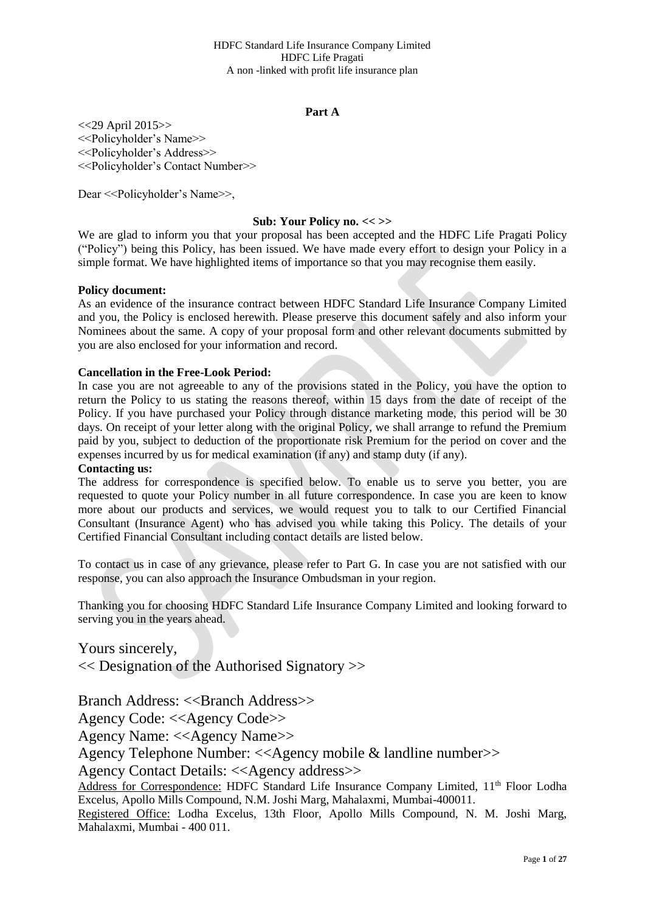HDFC Standard Life Insurance Company Limited
HDFC Life Pragati
A non -linked with profit life insurance plan

## Part A

<<29 April 2015>>
<<Policyholder's Name>>
<<Policyholder's Address>>
<<Policyholder's Contact Number>>

Dear <<Policyholder's Name>>,

**Sub: Your Policy no. << >>**

We are glad to inform you that your proposal has been accepted and the HDFC Life Pragati Policy ("Policy") being this Policy, has been issued. We have made every effort to design your Policy in a simple format. We have highlighted items of importance so that you may recognise them easily.

**Policy document:**

As an evidence of the insurance contract between HDFC Standard Life Insurance Company Limited and you, the Policy is enclosed herewith. Please preserve this document safely and also inform your Nominees about the same. A copy of your proposal form and other relevant documents submitted by you are also enclosed for your information and record.

**Cancellation in the Free-Look Period:**

In case you are not agreeable to any of the provisions stated in the Policy, you have the option to return the Policy to us stating the reasons thereof, within 15 days from the date of receipt of the Policy. If you have purchased your Policy through distance marketing mode, this period will be 30 days. On receipt of your letter along with the original Policy, we shall arrange to refund the Premium paid by you, subject to deduction of the proportionate risk Premium for the period on cover and the expenses incurred by us for medical examination (if any) and stamp duty (if any).

**Contacting us:**

The address for correspondence is specified below. To enable us to serve you better, you are requested to quote your Policy number in all future correspondence. In case you are keen to know more about our products and services, we would request you to talk to our Certified Financial Consultant (Insurance Agent) who has advised you while taking this Policy. The details of your Certified Financial Consultant including contact details are listed below.

To contact us in case of any grievance, please refer to Part G. In case you are not satisfied with our response, you can also approach the Insurance Ombudsman in your region.

Thanking you for choosing HDFC Standard Life Insurance Company Limited and looking forward to serving you in the years ahead.

Yours sincerely,
<< Designation of the Authorised Signatory >>

Branch Address: <<Branch Address>>
Agency Code: <<Agency Code>>
Agency Name: <<Agency Name>>
Agency Telephone Number: <<Agency mobile & landline number>>
Agency Contact Details: <<Agency address>>

Address for Correspondence: HDFC Standard Life Insurance Company Limited, 11th Floor Lodha Excelus, Apollo Mills Compound, N.M. Joshi Marg, Mahalaxmi, Mumbai-400011.

Registered Office: Lodha Excelus, 13th Floor, Apollo Mills Compound, N. M. Joshi Marg, Mahalaxmi, Mumbai - 400 011.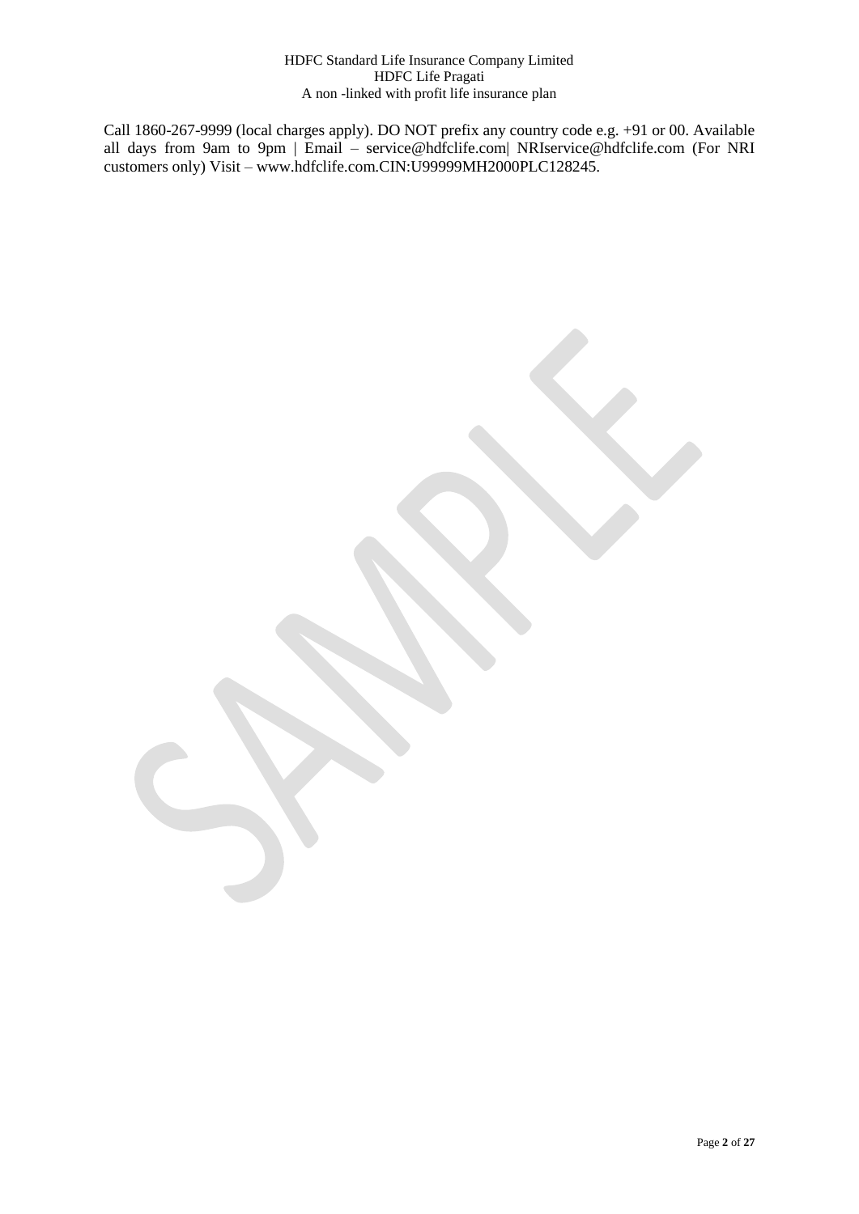Call 1860-267-9999 (local charges apply). DO NOT prefix any country code e.g. +91 or 00. Available all days from 9am to 9pm | Email – service@hdfclife.com| NRIservice@hdfclife.com (For NRI customers only) Visit – www.hdfclife.com.CIN:U99999MH2000PLC128245.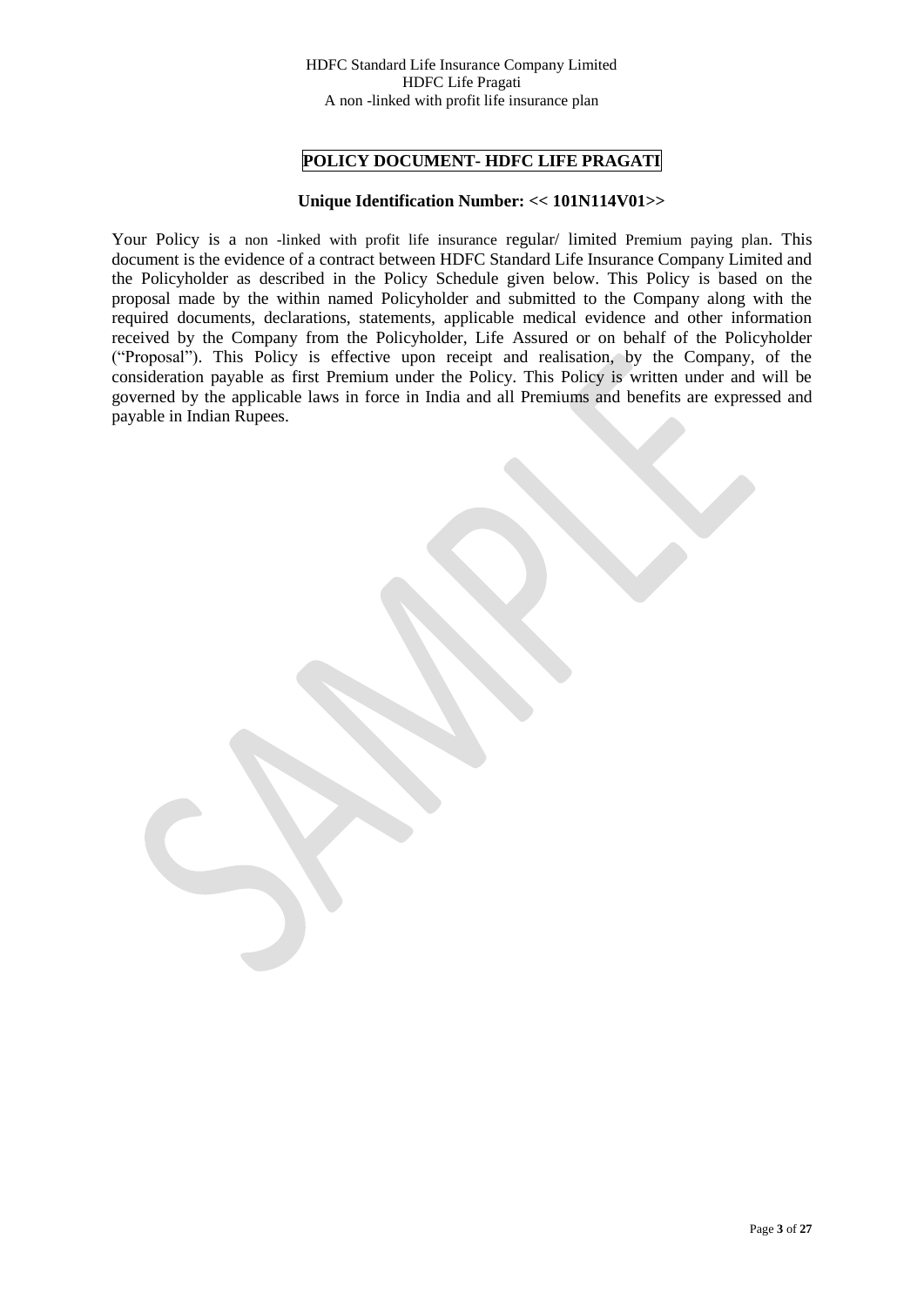# POLICY DOCUMENT- HDFC LIFE PRAGATI

**Unique Identification Number: << 101N114V01>>**

Your Policy is a non -linked with profit life insurance regular/ limited Premium paying plan. This document is the evidence of a contract between HDFC Standard Life Insurance Company Limited and the Policyholder as described in the Policy Schedule given below. This Policy is based on the proposal made by the within named Policyholder and submitted to the Company along with the required documents, declarations, statements, applicable medical evidence and other information received by the Company from the Policyholder, Life Assured or on behalf of the Policyholder ("Proposal"). This Policy is effective upon receipt and realisation, by the Company, of the consideration payable as first Premium under the Policy. This Policy is written under and will be governed by the applicable laws in force in India and all Premiums and benefits are expressed and payable in Indian Rupees.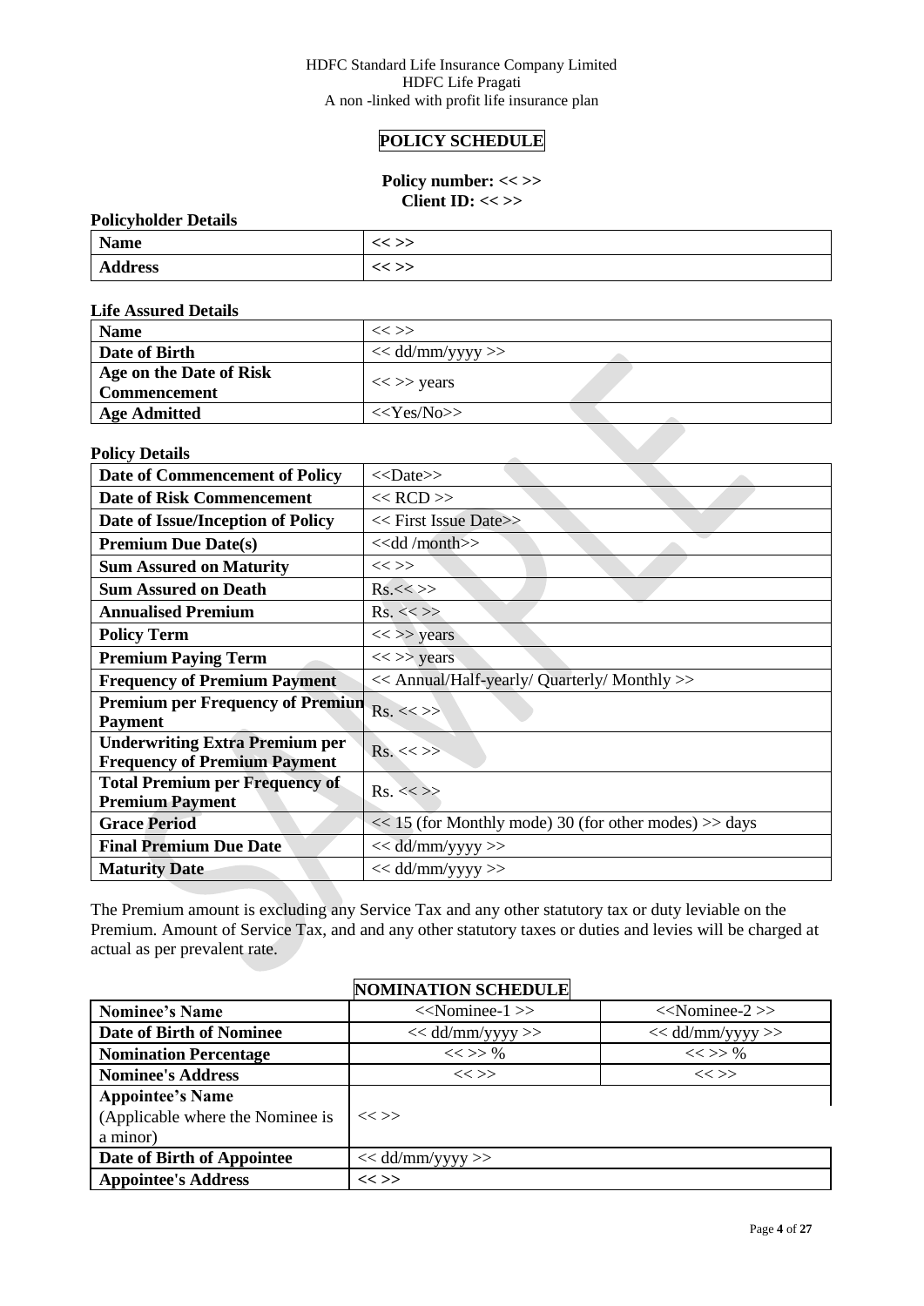HDFC Standard Life Insurance Company Limited
HDFC Life Pragati
A non -linked with profit life insurance plan

# POLICY SCHEDULE

**Policy number: << >>**
**Client ID: << >>**

**Policyholder Details**

| | |
|---|---|
| **Name** | << >> |
| **Address** | << >> |

**Life Assured Details**

| | |
|---|---|
| **Name** | << >> |
| **Date of Birth** | << dd/mm/yyyy >> |
| **Age on the Date of Risk Commencement** | << >> years |
| **Age Admitted** | <<Yes/No>> |

**Policy Details**

| | |
|---|---|
| **Date of Commencement of Policy** | <<Date>> |
| **Date of Risk Commencement** | << RCD >> |
| **Date of Issue/Inception of Policy** | << First Issue Date>> |
| **Premium Due Date(s)** | <<dd /month>> |
| **Sum Assured on Maturity** | << >> |
| **Sum Assured on Death** | Rs.<< >> |
| **Annualised Premium** | Rs. << >> |
| **Policy Term** | << >> years |
| **Premium Paying Term** | << >> years |
| **Frequency of Premium Payment** | << Annual/Half-yearly/ Quarterly/ Monthly >> |
| **Premium per Frequency of Premium Payment** | Rs. << >> |
| **Underwriting Extra Premium per Frequency of Premium Payment** | Rs. << >> |
| **Total Premium per Frequency of Premium Payment** | Rs. << >> |
| **Grace Period** | << 15 (for Monthly mode) 30 (for other modes) >> days |
| **Final Premium Due Date** | << dd/mm/yyyy >> |
| **Maturity Date** | << dd/mm/yyyy >> |

The Premium amount is excluding any Service Tax and any other statutory tax or duty leviable on the Premium. Amount of Service Tax, and and any other statutory taxes or duties and levies will be charged at actual as per prevalent rate.

## NOMINATION SCHEDULE

| | | |
|---|---|---|
| **Nominee's Name** | <<Nominee-1 >> | <<Nominee-2 >> |
| **Date of Birth of Nominee** | << dd/mm/yyyy >> | << dd/mm/yyyy >> |
| **Nomination Percentage** | << >> % | << >> % |
| **Nominee's Address** | << >> | << >> |
| **Appointee's Name** (Applicable where the Nominee is a minor) | << >> | |
| **Date of Birth of Appointee** | << dd/mm/yyyy >> | |
| **Appointee's Address** | << >> | |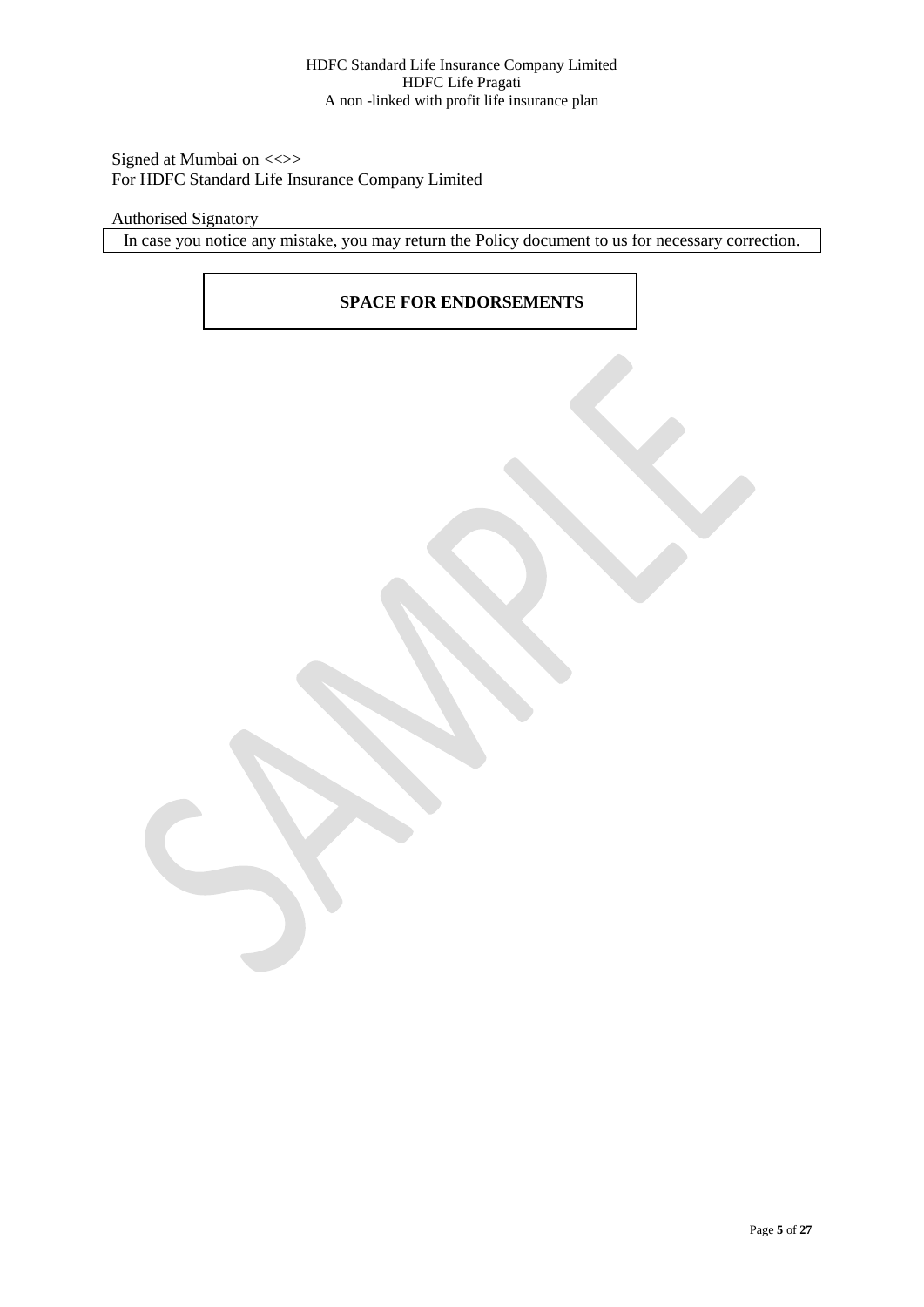Signed at Mumbai on <<>>
For HDFC Standard Life Insurance Company Limited

Authorised Signatory

In case you notice any mistake, you may return the Policy document to us for necessary correction.

**SPACE FOR ENDORSEMENTS**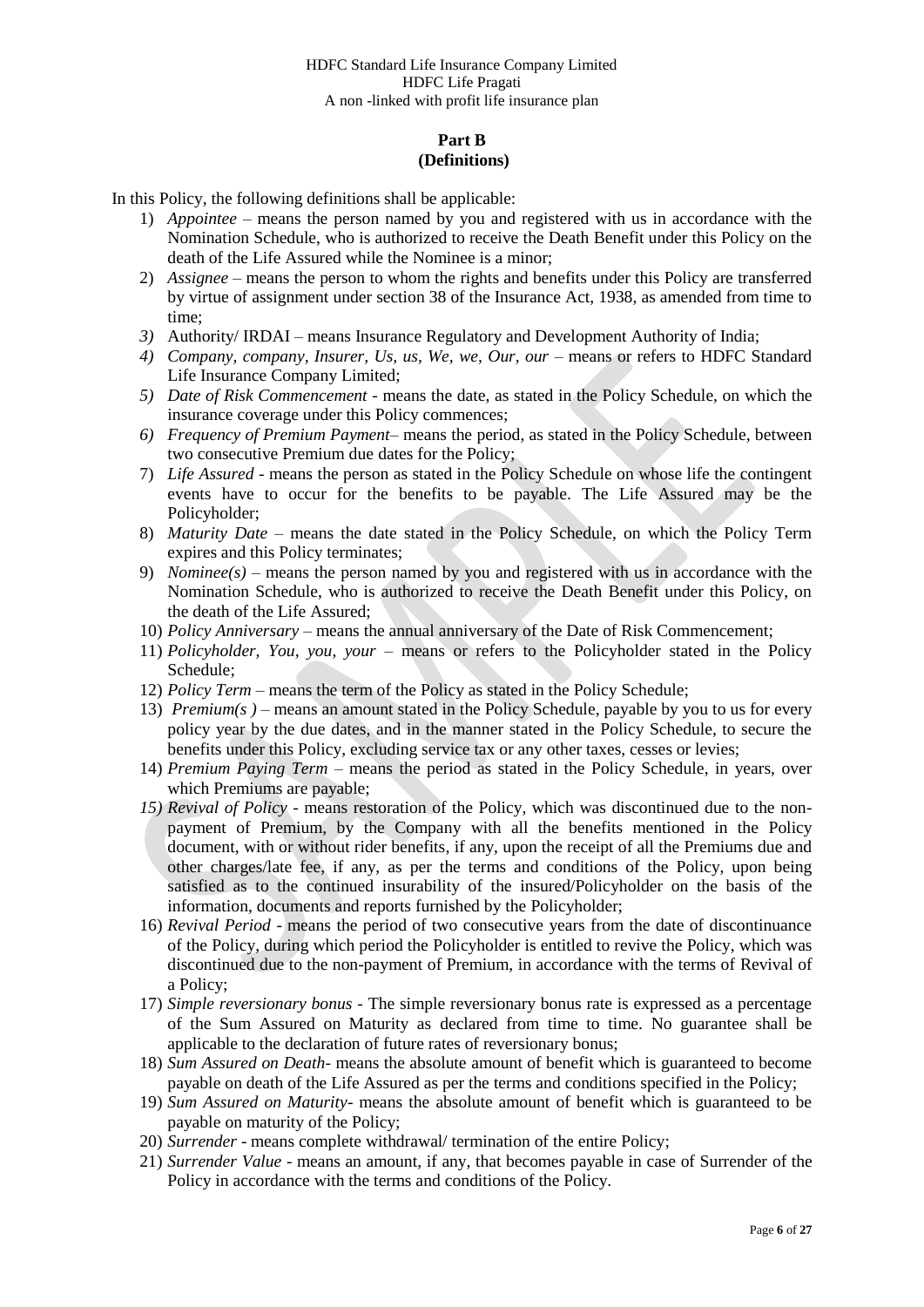HDFC Standard Life Insurance Company Limited
HDFC Life Pragati
A non -linked with profit life insurance plan

## Part B
## (Definitions)

In this Policy, the following definitions shall be applicable:

1) *Appointee* – means the person named by you and registered with us in accordance with the Nomination Schedule, who is authorized to receive the Death Benefit under this Policy on the death of the Life Assured while the Nominee is a minor;
2) *Assignee* – means the person to whom the rights and benefits under this Policy are transferred by virtue of assignment under section 38 of the Insurance Act, 1938, as amended from time to time;
3) Authority/ IRDAI – means Insurance Regulatory and Development Authority of India;
4) *Company, company, Insurer, Us, us, We, we, Our, our* – means or refers to HDFC Standard Life Insurance Company Limited;
5) *Date of Risk Commencement* - means the date, as stated in the Policy Schedule, on which the insurance coverage under this Policy commences;
6) *Frequency of Premium Payment*– means the period, as stated in the Policy Schedule, between two consecutive Premium due dates for the Policy;
7) *Life Assured* - means the person as stated in the Policy Schedule on whose life the contingent events have to occur for the benefits to be payable. The Life Assured may be the Policyholder;
8) *Maturity Date* – means the date stated in the Policy Schedule, on which the Policy Term expires and this Policy terminates;
9) *Nominee(s)* – means the person named by you and registered with us in accordance with the Nomination Schedule, who is authorized to receive the Death Benefit under this Policy, on the death of the Life Assured;
10) *Policy Anniversary* – means the annual anniversary of the Date of Risk Commencement;
11) *Policyholder, You, you, your* – means or refers to the Policyholder stated in the Policy Schedule;
12) *Policy Term* – means the term of the Policy as stated in the Policy Schedule;
13) *Premium(s )* – means an amount stated in the Policy Schedule, payable by you to us for every policy year by the due dates, and in the manner stated in the Policy Schedule, to secure the benefits under this Policy, excluding service tax or any other taxes, cesses or levies;
14) *Premium Paying Term* – means the period as stated in the Policy Schedule, in years, over which Premiums are payable;
15) *Revival of Policy* - means restoration of the Policy, which was discontinued due to the non-payment of Premium, by the Company with all the benefits mentioned in the Policy document, with or without rider benefits, if any, upon the receipt of all the Premiums due and other charges/late fee, if any, as per the terms and conditions of the Policy, upon being satisfied as to the continued insurability of the insured/Policyholder on the basis of the information, documents and reports furnished by the Policyholder;
16) *Revival Period* - means the period of two consecutive years from the date of discontinuance of the Policy, during which period the Policyholder is entitled to revive the Policy, which was discontinued due to the non-payment of Premium, in accordance with the terms of Revival of a Policy;
17) *Simple reversionary bonus* - The simple reversionary bonus rate is expressed as a percentage of the Sum Assured on Maturity as declared from time to time. No guarantee shall be applicable to the declaration of future rates of reversionary bonus;
18) *Sum Assured on Death*- means the absolute amount of benefit which is guaranteed to become payable on death of the Life Assured as per the terms and conditions specified in the Policy;
19) *Sum Assured on Maturity*- means the absolute amount of benefit which is guaranteed to be payable on maturity of the Policy;
20) *Surrender* - means complete withdrawal/ termination of the entire Policy;
21) *Surrender Value* - means an amount, if any, that becomes payable in case of Surrender of the Policy in accordance with the terms and conditions of the Policy.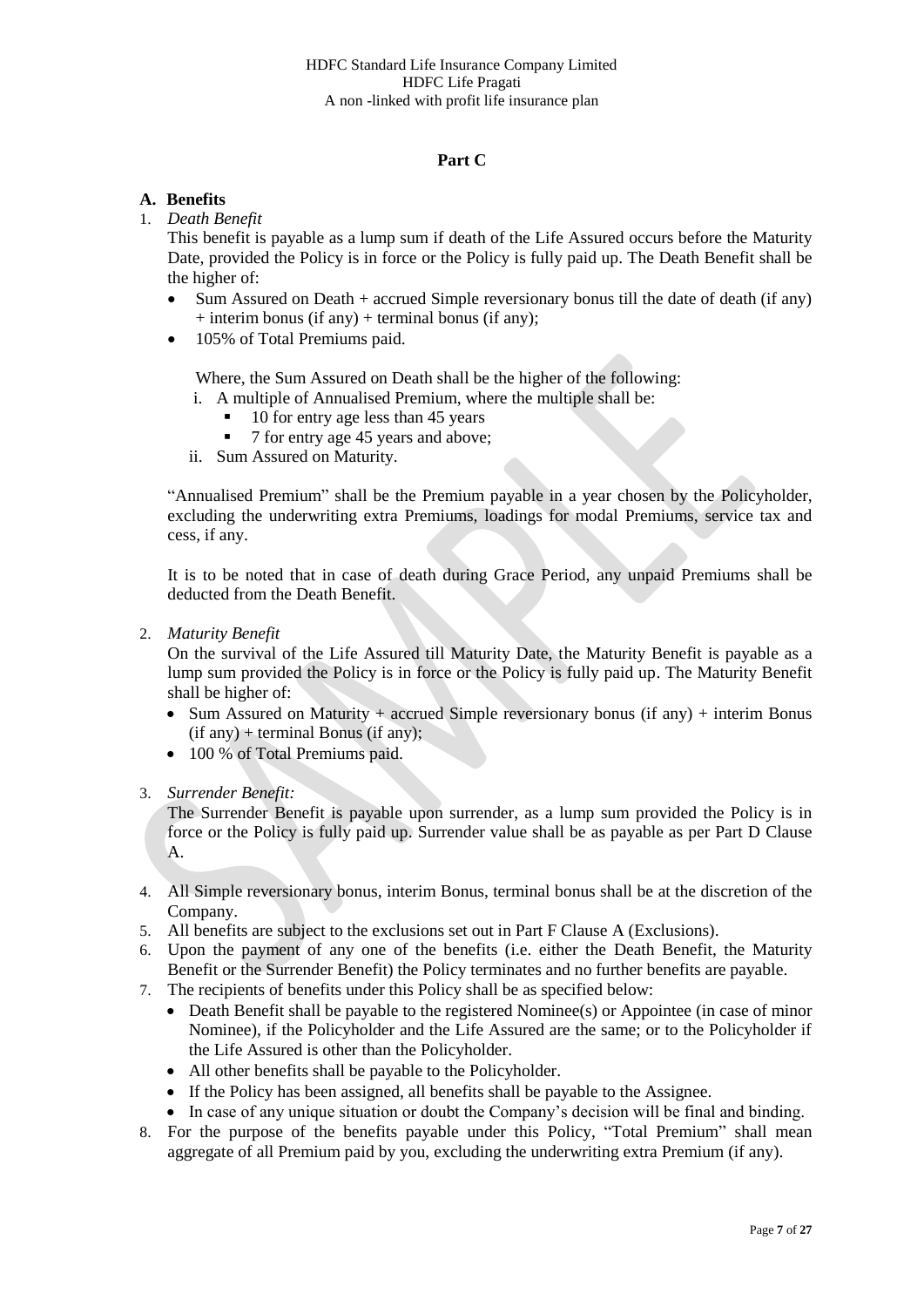## Part C

### A. Benefits

1. *Death Benefit*

   This benefit is payable as a lump sum if death of the Life Assured occurs before the Maturity Date, provided the Policy is in force or the Policy is fully paid up. The Death Benefit shall be the higher of:

   - Sum Assured on Death + accrued Simple reversionary bonus till the date of death (if any) + interim bonus (if any) + terminal bonus (if any);
   - 105% of Total Premiums paid.

   Where, the Sum Assured on Death shall be the higher of the following:

   i. A multiple of Annualised Premium, where the multiple shall be:
      - 10 for entry age less than 45 years
      - 7 for entry age 45 years and above;

   ii. Sum Assured on Maturity.

   "Annualised Premium" shall be the Premium payable in a year chosen by the Policyholder, excluding the underwriting extra Premiums, loadings for modal Premiums, service tax and cess, if any.

   It is to be noted that in case of death during Grace Period, any unpaid Premiums shall be deducted from the Death Benefit.

2. *Maturity Benefit*

   On the survival of the Life Assured till Maturity Date, the Maturity Benefit is payable as a lump sum provided the Policy is in force or the Policy is fully paid up. The Maturity Benefit shall be higher of:

   - Sum Assured on Maturity + accrued Simple reversionary bonus (if any) + interim Bonus (if any) + terminal Bonus (if any);
   - 100 % of Total Premiums paid.

3. *Surrender Benefit:*

   The Surrender Benefit is payable upon surrender, as a lump sum provided the Policy is in force or the Policy is fully paid up. Surrender value shall be as payable as per Part D Clause A.

4. All Simple reversionary bonus, interim Bonus, terminal bonus shall be at the discretion of the Company.
5. All benefits are subject to the exclusions set out in Part F Clause A (Exclusions).
6. Upon the payment of any one of the benefits (i.e. either the Death Benefit, the Maturity Benefit or the Surrender Benefit) the Policy terminates and no further benefits are payable.
7. The recipients of benefits under this Policy shall be as specified below:
   - Death Benefit shall be payable to the registered Nominee(s) or Appointee (in case of minor Nominee), if the Policyholder and the Life Assured are the same; or to the Policyholder if the Life Assured is other than the Policyholder.
   - All other benefits shall be payable to the Policyholder.
   - If the Policy has been assigned, all benefits shall be payable to the Assignee.
   - In case of any unique situation or doubt the Company's decision will be final and binding.
8. For the purpose of the benefits payable under this Policy, "Total Premium" shall mean aggregate of all Premium paid by you, excluding the underwriting extra Premium (if any).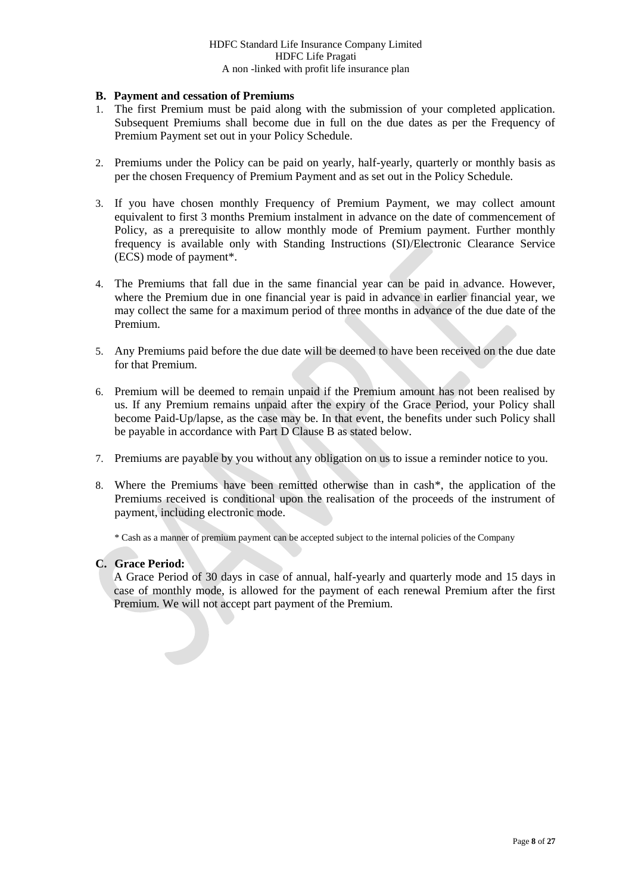### B. Payment and cessation of Premiums

1. The first Premium must be paid along with the submission of your completed application. Subsequent Premiums shall become due in full on the due dates as per the Frequency of Premium Payment set out in your Policy Schedule.

2. Premiums under the Policy can be paid on yearly, half-yearly, quarterly or monthly basis as per the chosen Frequency of Premium Payment and as set out in the Policy Schedule.

3. If you have chosen monthly Frequency of Premium Payment, we may collect amount equivalent to first 3 months Premium instalment in advance on the date of commencement of Policy, as a prerequisite to allow monthly mode of Premium payment. Further monthly frequency is available only with Standing Instructions (SI)/Electronic Clearance Service (ECS) mode of payment*.

4. The Premiums that fall due in the same financial year can be paid in advance. However, where the Premium due in one financial year is paid in advance in earlier financial year, we may collect the same for a maximum period of three months in advance of the due date of the Premium.

5. Any Premiums paid before the due date will be deemed to have been received on the due date for that Premium.

6. Premium will be deemed to remain unpaid if the Premium amount has not been realised by us. If any Premium remains unpaid after the expiry of the Grace Period, your Policy shall become Paid-Up/lapse, as the case may be. In that event, the benefits under such Policy shall be payable in accordance with Part D Clause B as stated below.

7. Premiums are payable by you without any obligation on us to issue a reminder notice to you.

8. Where the Premiums have been remitted otherwise than in cash*, the application of the Premiums received is conditional upon the realisation of the proceeds of the instrument of payment, including electronic mode.

\* Cash as a manner of premium payment can be accepted subject to the internal policies of the Company

### C. Grace Period:

A Grace Period of 30 days in case of annual, half-yearly and quarterly mode and 15 days in case of monthly mode, is allowed for the payment of each renewal Premium after the first Premium. We will not accept part payment of the Premium.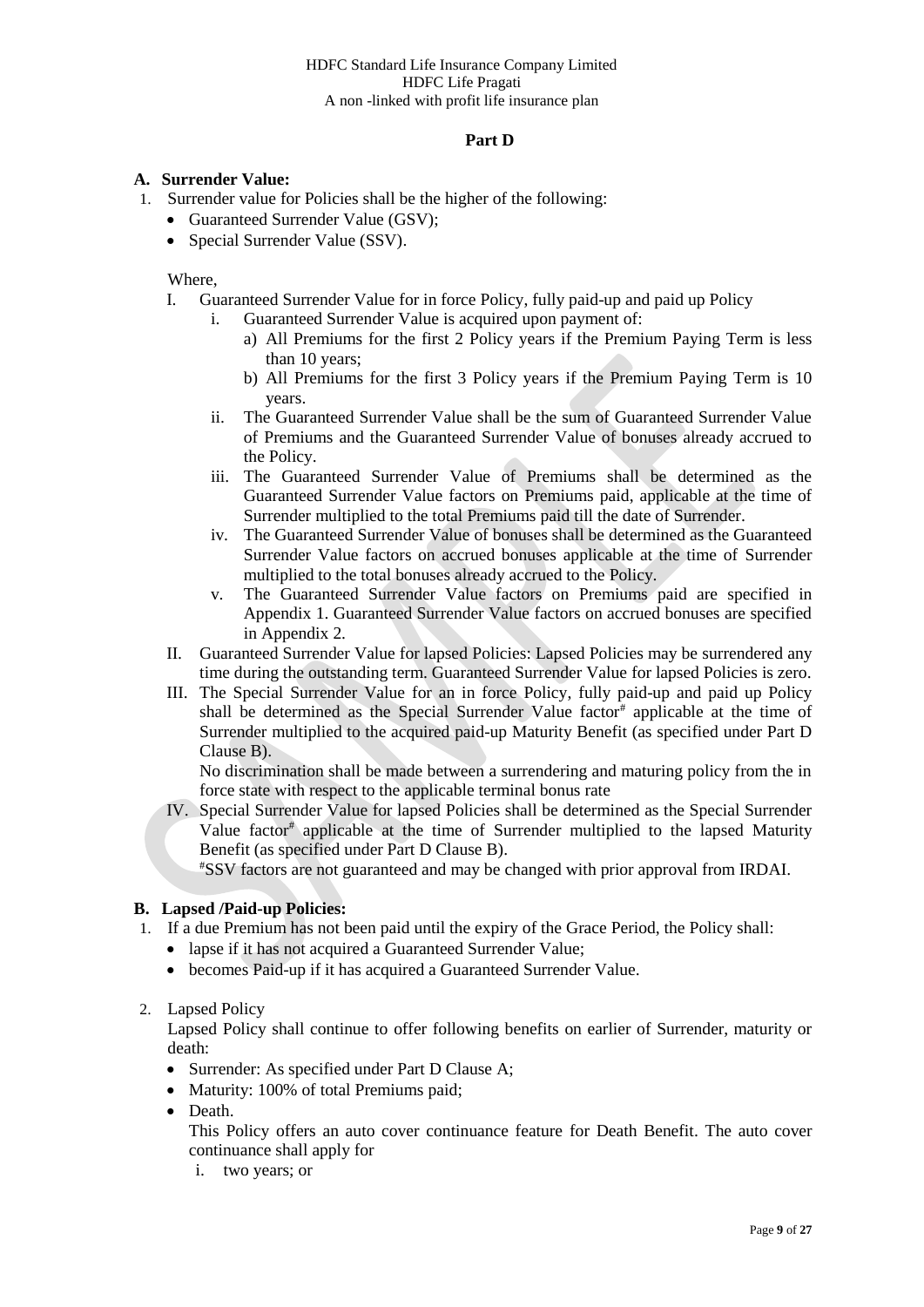## Part D

### A. Surrender Value:

1. Surrender value for Policies shall be the higher of the following:
   - Guaranteed Surrender Value (GSV);
   - Special Surrender Value (SSV).

   Where,

   I. Guaranteed Surrender Value for in force Policy, fully paid-up and paid up Policy
      i. Guaranteed Surrender Value is acquired upon payment of:
         a) All Premiums for the first 2 Policy years if the Premium Paying Term is less than 10 years;
         b) All Premiums for the first 3 Policy years if the Premium Paying Term is 10 years.
      ii. The Guaranteed Surrender Value shall be the sum of Guaranteed Surrender Value of Premiums and the Guaranteed Surrender Value of bonuses already accrued to the Policy.
      iii. The Guaranteed Surrender Value of Premiums shall be determined as the Guaranteed Surrender Value factors on Premiums paid, applicable at the time of Surrender multiplied to the total Premiums paid till the date of Surrender.
      iv. The Guaranteed Surrender Value of bonuses shall be determined as the Guaranteed Surrender Value factors on accrued bonuses applicable at the time of Surrender multiplied to the total bonuses already accrued to the Policy.
      v. The Guaranteed Surrender Value factors on Premiums paid are specified in Appendix 1. Guaranteed Surrender Value factors on accrued bonuses are specified in Appendix 2.

   II. Guaranteed Surrender Value for lapsed Policies: Lapsed Policies may be surrendered any time during the outstanding term. Guaranteed Surrender Value for lapsed Policies is zero.

   III. The Special Surrender Value for an in force Policy, fully paid-up and paid up Policy shall be determined as the Special Surrender Value factor# applicable at the time of Surrender multiplied to the acquired paid-up Maturity Benefit (as specified under Part D Clause B).

      No discrimination shall be made between a surrendering and maturing policy from the in force state with respect to the applicable terminal bonus rate

   IV. Special Surrender Value for lapsed Policies shall be determined as the Special Surrender Value factor# applicable at the time of Surrender multiplied to the lapsed Maturity Benefit (as specified under Part D Clause B).

      #SSV factors are not guaranteed and may be changed with prior approval from IRDAI.

### B. Lapsed /Paid-up Policies:

1. If a due Premium has not been paid until the expiry of the Grace Period, the Policy shall:
   - lapse if it has not acquired a Guaranteed Surrender Value;
   - becomes Paid-up if it has acquired a Guaranteed Surrender Value.

2. Lapsed Policy

   Lapsed Policy shall continue to offer following benefits on earlier of Surrender, maturity or death:
   - Surrender: As specified under Part D Clause A;
   - Maturity: 100% of total Premiums paid;
   - Death.

     This Policy offers an auto cover continuance feature for Death Benefit. The auto cover continuance shall apply for

     i. two years; or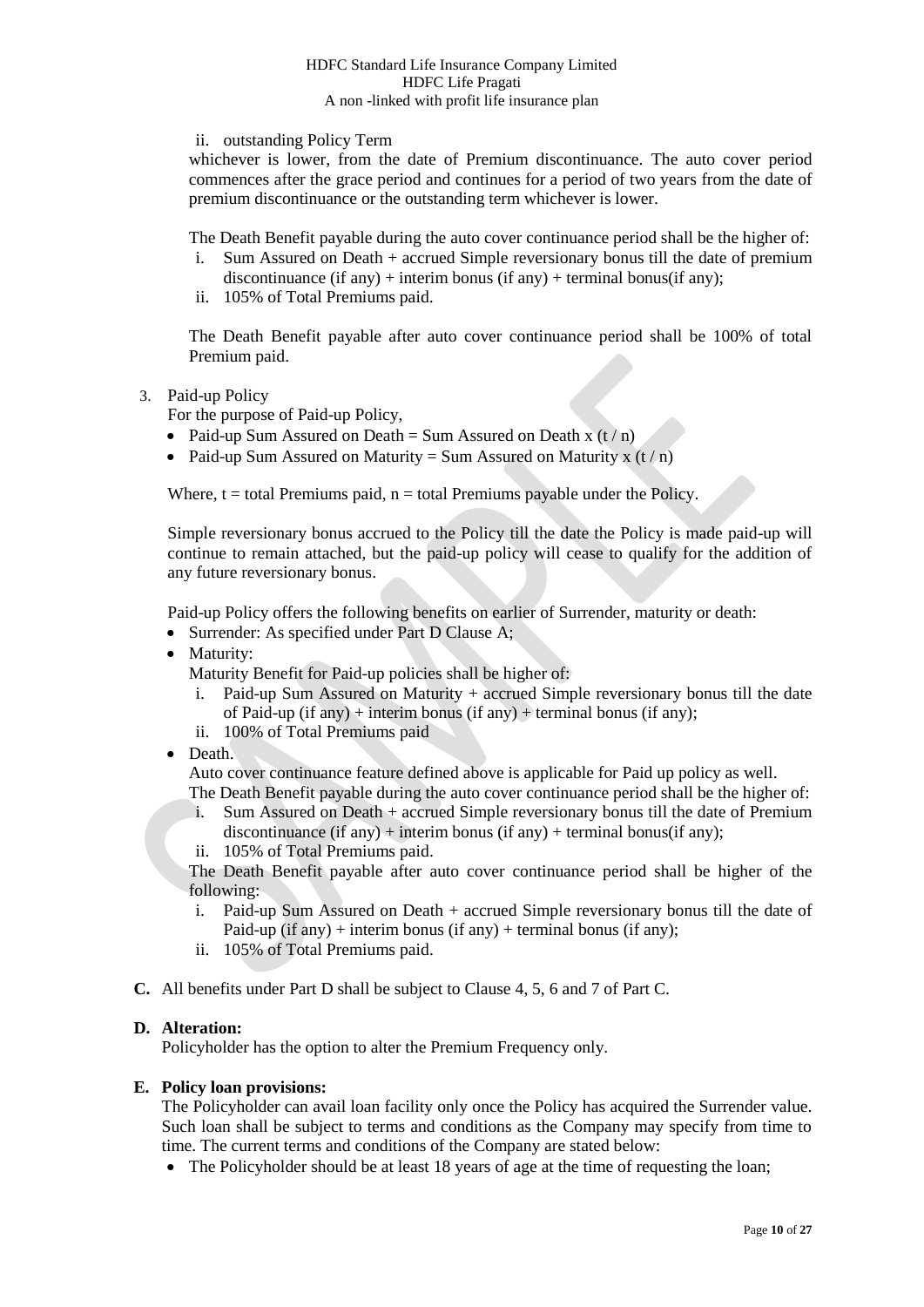ii. outstanding Policy Term

whichever is lower, from the date of Premium discontinuance. The auto cover period commences after the grace period and continues for a period of two years from the date of premium discontinuance or the outstanding term whichever is lower.

The Death Benefit payable during the auto cover continuance period shall be the higher of:

i. Sum Assured on Death + accrued Simple reversionary bonus till the date of premium discontinuance (if any) + interim bonus (if any) + terminal bonus(if any);
ii. 105% of Total Premiums paid.

The Death Benefit payable after auto cover continuance period shall be 100% of total Premium paid.

3. Paid-up Policy

For the purpose of Paid-up Policy,

- Paid-up Sum Assured on Death = Sum Assured on Death x (t / n)
- Paid-up Sum Assured on Maturity = Sum Assured on Maturity x (t / n)

Where, t = total Premiums paid, n = total Premiums payable under the Policy.

Simple reversionary bonus accrued to the Policy till the date the Policy is made paid-up will continue to remain attached, but the paid-up policy will cease to qualify for the addition of any future reversionary bonus.

Paid-up Policy offers the following benefits on earlier of Surrender, maturity or death:

- Surrender: As specified under Part D Clause A;
- Maturity:

  Maturity Benefit for Paid-up policies shall be higher of:

  i. Paid-up Sum Assured on Maturity + accrued Simple reversionary bonus till the date of Paid-up (if any) + interim bonus (if any) + terminal bonus (if any);
  ii. 100% of Total Premiums paid
- Death.

  Auto cover continuance feature defined above is applicable for Paid up policy as well.

  The Death Benefit payable during the auto cover continuance period shall be the higher of:

  i. Sum Assured on Death + accrued Simple reversionary bonus till the date of Premium discontinuance (if any) + interim bonus (if any) + terminal bonus(if any);
  ii. 105% of Total Premiums paid.

  The Death Benefit payable after auto cover continuance period shall be higher of the following:

  i. Paid-up Sum Assured on Death + accrued Simple reversionary bonus till the date of Paid-up (if any) + interim bonus (if any) + terminal bonus (if any);
  ii. 105% of Total Premiums paid.

**C.** All benefits under Part D shall be subject to Clause 4, 5, 6 and 7 of Part C.

**D. Alteration:**

Policyholder has the option to alter the Premium Frequency only.

**E. Policy loan provisions:**

The Policyholder can avail loan facility only once the Policy has acquired the Surrender value. Such loan shall be subject to terms and conditions as the Company may specify from time to time. The current terms and conditions of the Company are stated below:

- The Policyholder should be at least 18 years of age at the time of requesting the loan;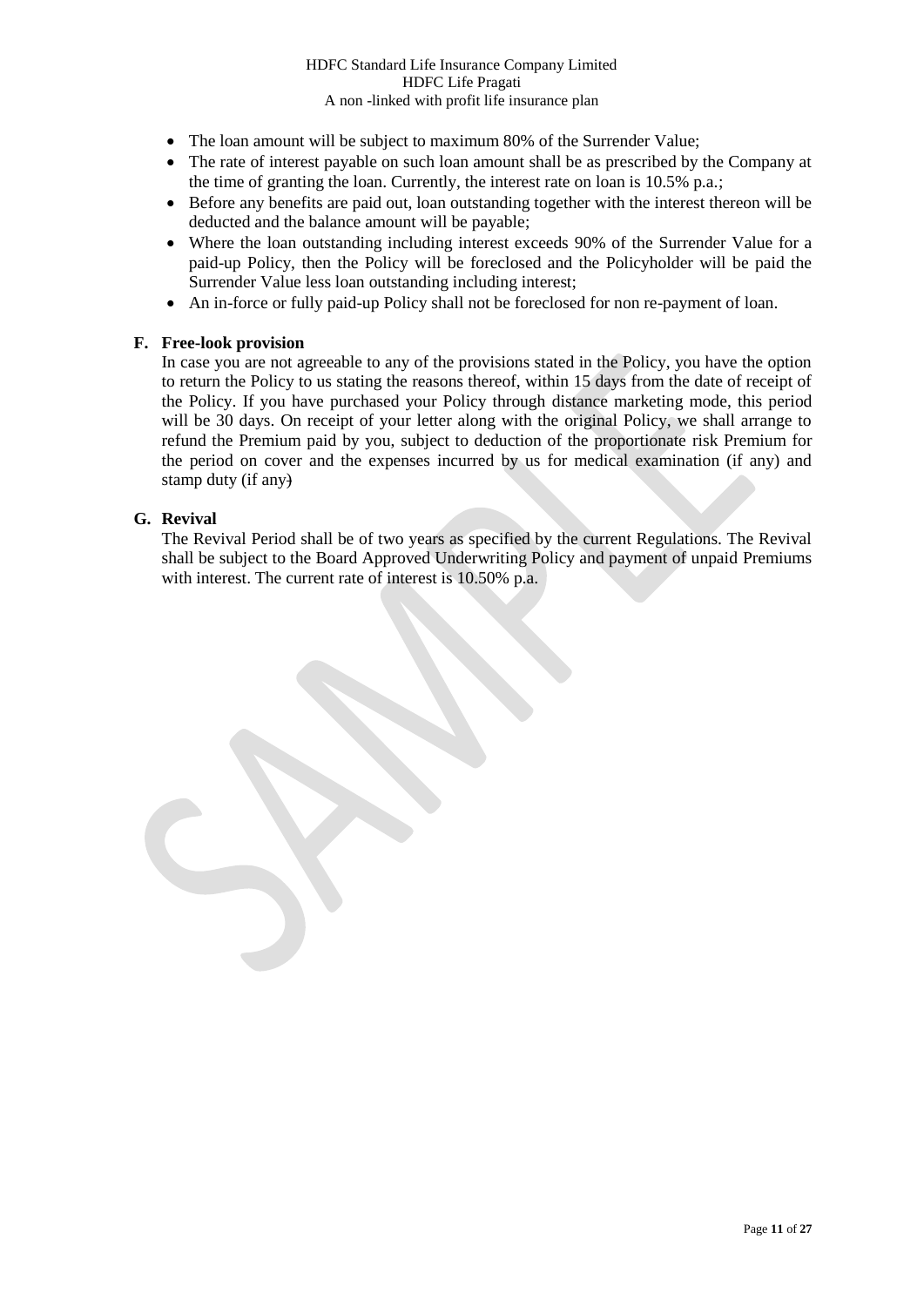- The loan amount will be subject to maximum 80% of the Surrender Value;
- The rate of interest payable on such loan amount shall be as prescribed by the Company at the time of granting the loan. Currently, the interest rate on loan is 10.5% p.a.;
- Before any benefits are paid out, loan outstanding together with the interest thereon will be deducted and the balance amount will be payable;
- Where the loan outstanding including interest exceeds 90% of the Surrender Value for a paid-up Policy, then the Policy will be foreclosed and the Policyholder will be paid the Surrender Value less loan outstanding including interest;
- An in-force or fully paid-up Policy shall not be foreclosed for non re-payment of loan.

**F. Free-look provision**

In case you are not agreeable to any of the provisions stated in the Policy, you have the option to return the Policy to us stating the reasons thereof, within 15 days from the date of receipt of the Policy. If you have purchased your Policy through distance marketing mode, this period will be 30 days. On receipt of your letter along with the original Policy, we shall arrange to refund the Premium paid by you, subject to deduction of the proportionate risk Premium for the period on cover and the expenses incurred by us for medical examination (if any) and stamp duty (if any)

**G. Revival**

The Revival Period shall be of two years as specified by the current Regulations. The Revival shall be subject to the Board Approved Underwriting Policy and payment of unpaid Premiums with interest. The current rate of interest is 10.50% p.a.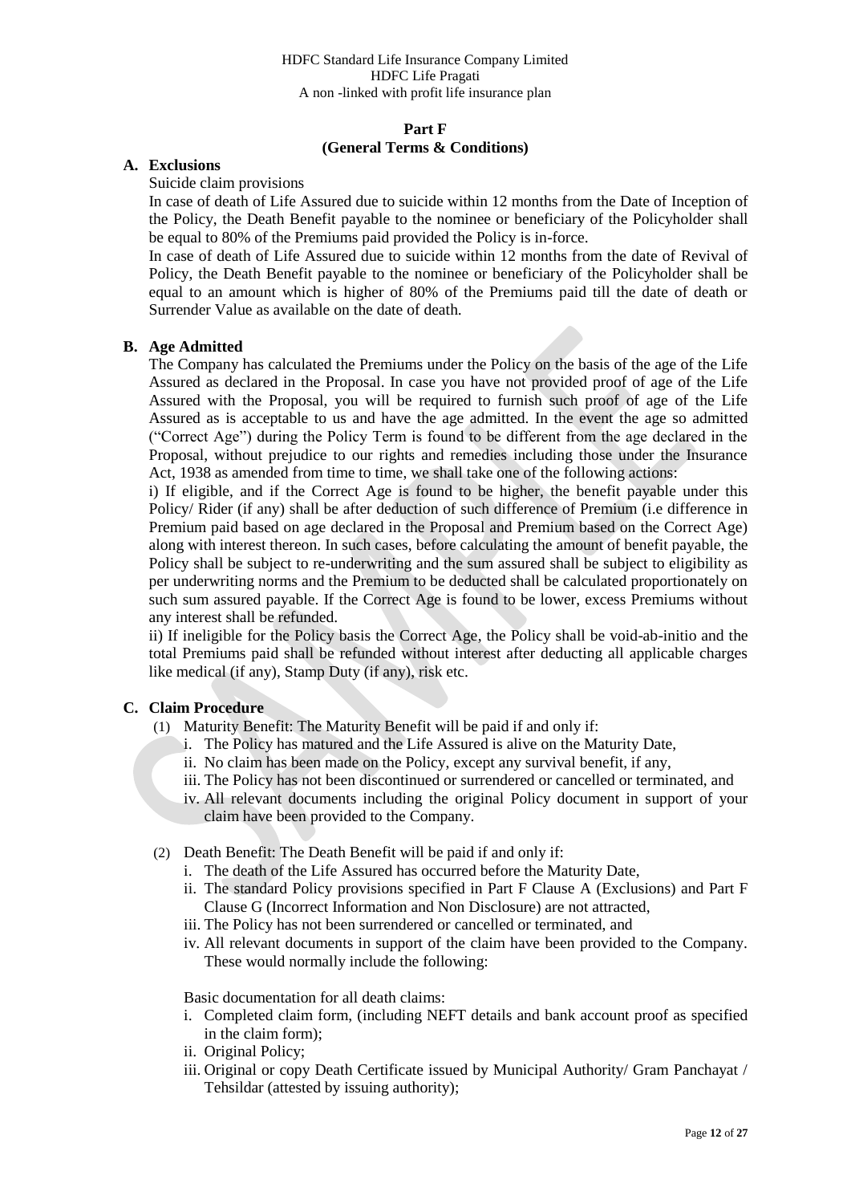## Part F
## (General Terms & Conditions)

### A. Exclusions

Suicide claim provisions

In case of death of Life Assured due to suicide within 12 months from the Date of Inception of the Policy, the Death Benefit payable to the nominee or beneficiary of the Policyholder shall be equal to 80% of the Premiums paid provided the Policy is in-force.

In case of death of Life Assured due to suicide within 12 months from the date of Revival of Policy, the Death Benefit payable to the nominee or beneficiary of the Policyholder shall be equal to an amount which is higher of 80% of the Premiums paid till the date of death or Surrender Value as available on the date of death.

### B. Age Admitted

The Company has calculated the Premiums under the Policy on the basis of the age of the Life Assured as declared in the Proposal. In case you have not provided proof of age of the Life Assured with the Proposal, you will be required to furnish such proof of age of the Life Assured as is acceptable to us and have the age admitted. In the event the age so admitted ("Correct Age") during the Policy Term is found to be different from the age declared in the Proposal, without prejudice to our rights and remedies including those under the Insurance Act, 1938 as amended from time to time, we shall take one of the following actions:

i) If eligible, and if the Correct Age is found to be higher, the benefit payable under this Policy/ Rider (if any) shall be after deduction of such difference of Premium (i.e difference in Premium paid based on age declared in the Proposal and Premium based on the Correct Age) along with interest thereon. In such cases, before calculating the amount of benefit payable, the Policy shall be subject to re-underwriting and the sum assured shall be subject to eligibility as per underwriting norms and the Premium to be deducted shall be calculated proportionately on such sum assured payable. If the Correct Age is found to be lower, excess Premiums without any interest shall be refunded.

ii) If ineligible for the Policy basis the Correct Age, the Policy shall be void-ab-initio and the total Premiums paid shall be refunded without interest after deducting all applicable charges like medical (if any), Stamp Duty (if any), risk etc.

### C. Claim Procedure

(1) Maturity Benefit: The Maturity Benefit will be paid if and only if:

  i. The Policy has matured and the Life Assured is alive on the Maturity Date,
  ii. No claim has been made on the Policy, except any survival benefit, if any,
  iii. The Policy has not been discontinued or surrendered or cancelled or terminated, and
  iv. All relevant documents including the original Policy document in support of your claim have been provided to the Company.

(2) Death Benefit: The Death Benefit will be paid if and only if:

  i. The death of the Life Assured has occurred before the Maturity Date,
  ii. The standard Policy provisions specified in Part F Clause A (Exclusions) and Part F Clause G (Incorrect Information and Non Disclosure) are not attracted,
  iii. The Policy has not been surrendered or cancelled or terminated, and
  iv. All relevant documents in support of the claim have been provided to the Company. These would normally include the following:

  Basic documentation for all death claims:

  i. Completed claim form, (including NEFT details and bank account proof as specified in the claim form);
  ii. Original Policy;
  iii. Original or copy Death Certificate issued by Municipal Authority/ Gram Panchayat / Tehsildar (attested by issuing authority);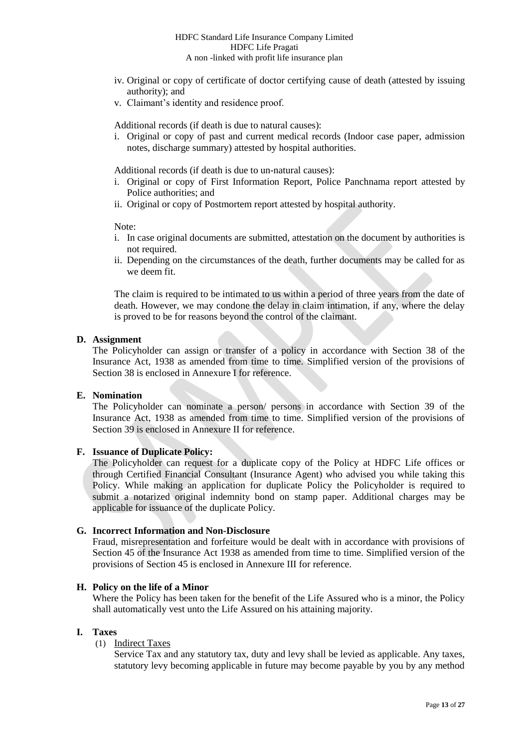iv. Original or copy of certificate of doctor certifying cause of death (attested by issuing authority); and
v. Claimant's identity and residence proof.

Additional records (if death is due to natural causes):

i. Original or copy of past and current medical records (Indoor case paper, admission notes, discharge summary) attested by hospital authorities.

Additional records (if death is due to un-natural causes):

i. Original or copy of First Information Report, Police Panchnama report attested by Police authorities; and
ii. Original or copy of Postmortem report attested by hospital authority.

Note:

i. In case original documents are submitted, attestation on the document by authorities is not required.
ii. Depending on the circumstances of the death, further documents may be called for as we deem fit.

The claim is required to be intimated to us within a period of three years from the date of death. However, we may condone the delay in claim intimation, if any, where the delay is proved to be for reasons beyond the control of the claimant.

**D. Assignment**

The Policyholder can assign or transfer of a policy in accordance with Section 38 of the Insurance Act, 1938 as amended from time to time. Simplified version of the provisions of Section 38 is enclosed in Annexure I for reference.

**E. Nomination**

The Policyholder can nominate a person/ persons in accordance with Section 39 of the Insurance Act, 1938 as amended from time to time. Simplified version of the provisions of Section 39 is enclosed in Annexure II for reference.

**F. Issuance of Duplicate Policy:**

The Policyholder can request for a duplicate copy of the Policy at HDFC Life offices or through Certified Financial Consultant (Insurance Agent) who advised you while taking this Policy. While making an application for duplicate Policy the Policyholder is required to submit a notarized original indemnity bond on stamp paper. Additional charges may be applicable for issuance of the duplicate Policy.

**G. Incorrect Information and Non-Disclosure**

Fraud, misrepresentation and forfeiture would be dealt with in accordance with provisions of Section 45 of the Insurance Act 1938 as amended from time to time. Simplified version of the provisions of Section 45 is enclosed in Annexure III for reference.

**H. Policy on the life of a Minor**

Where the Policy has been taken for the benefit of the Life Assured who is a minor, the Policy shall automatically vest unto the Life Assured on his attaining majority.

**I. Taxes**

(1) Indirect Taxes

Service Tax and any statutory tax, duty and levy shall be levied as applicable. Any taxes, statutory levy becoming applicable in future may become payable by you by any method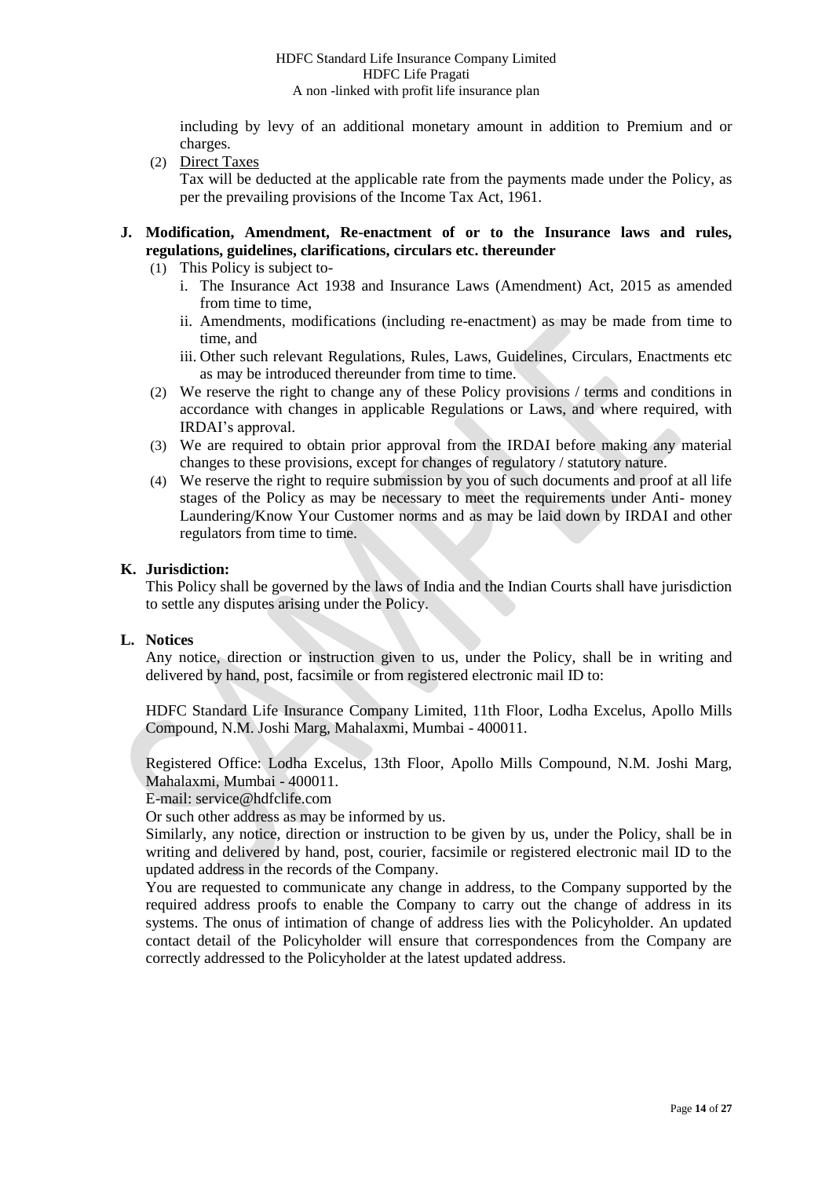including by levy of an additional monetary amount in addition to Premium and or charges.

(2) Direct Taxes

Tax will be deducted at the applicable rate from the payments made under the Policy, as per the prevailing provisions of the Income Tax Act, 1961.

**J. Modification, Amendment, Re-enactment of or to the Insurance laws and rules, regulations, guidelines, clarifications, circulars etc. thereunder**

(1) This Policy is subject to-

   i. The Insurance Act 1938 and Insurance Laws (Amendment) Act, 2015 as amended from time to time,

   ii. Amendments, modifications (including re-enactment) as may be made from time to time, and

   iii. Other such relevant Regulations, Rules, Laws, Guidelines, Circulars, Enactments etc as may be introduced thereunder from time to time.

(2) We reserve the right to change any of these Policy provisions / terms and conditions in accordance with changes in applicable Regulations or Laws, and where required, with IRDAI's approval.

(3) We are required to obtain prior approval from the IRDAI before making any material changes to these provisions, except for changes of regulatory / statutory nature.

(4) We reserve the right to require submission by you of such documents and proof at all life stages of the Policy as may be necessary to meet the requirements under Anti- money Laundering/Know Your Customer norms and as may be laid down by IRDAI and other regulators from time to time.

**K. Jurisdiction:**

This Policy shall be governed by the laws of India and the Indian Courts shall have jurisdiction to settle any disputes arising under the Policy.

**L. Notices**

Any notice, direction or instruction given to us, under the Policy, shall be in writing and delivered by hand, post, facsimile or from registered electronic mail ID to:

HDFC Standard Life Insurance Company Limited, 11th Floor, Lodha Excelus, Apollo Mills Compound, N.M. Joshi Marg, Mahalaxmi, Mumbai - 400011.

Registered Office: Lodha Excelus, 13th Floor, Apollo Mills Compound, N.M. Joshi Marg, Mahalaxmi, Mumbai - 400011.

E-mail: service@hdfclife.com

Or such other address as may be informed by us.

Similarly, any notice, direction or instruction to be given by us, under the Policy, shall be in writing and delivered by hand, post, courier, facsimile or registered electronic mail ID to the updated address in the records of the Company.

You are requested to communicate any change in address, to the Company supported by the required address proofs to enable the Company to carry out the change of address in its systems. The onus of intimation of change of address lies with the Policyholder. An updated contact detail of the Policyholder will ensure that correspondences from the Company are correctly addressed to the Policyholder at the latest updated address.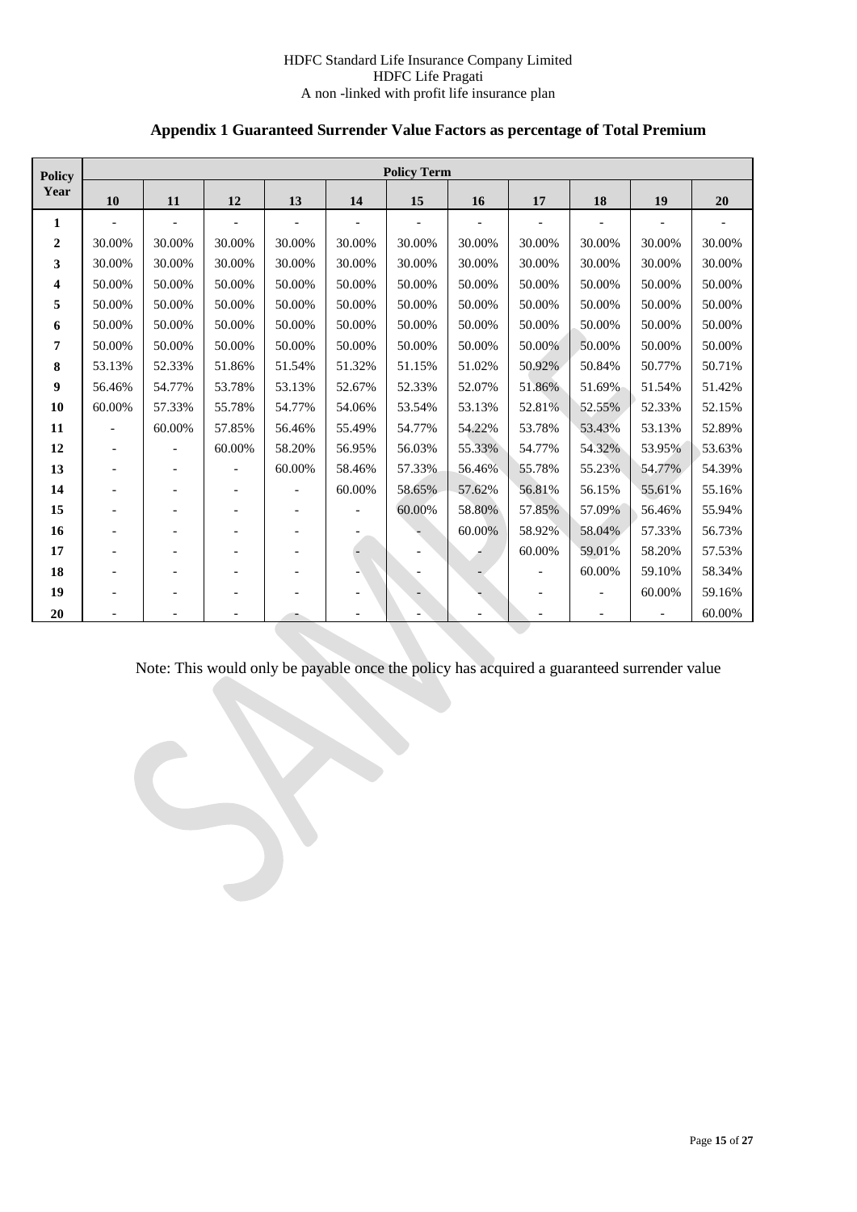HDFC Standard Life Insurance Company Limited
HDFC Life Pragati
A non -linked with profit life insurance plan

## Appendix 1 Guaranteed Surrender Value Factors as percentage of Total Premium

| Policy Year | Policy Term | | | | | | | | | | |
|---|---|---|---|---|---|---|---|---|---|---|---|
| | 10 | 11 | 12 | 13 | 14 | 15 | 16 | 17 | 18 | 19 | 20 |
| 1 | - | - | - | - | - | - | - | - | - | - | - |
| 2 | 30.00% | 30.00% | 30.00% | 30.00% | 30.00% | 30.00% | 30.00% | 30.00% | 30.00% | 30.00% | 30.00% |
| 3 | 30.00% | 30.00% | 30.00% | 30.00% | 30.00% | 30.00% | 30.00% | 30.00% | 30.00% | 30.00% | 30.00% |
| 4 | 50.00% | 50.00% | 50.00% | 50.00% | 50.00% | 50.00% | 50.00% | 50.00% | 50.00% | 50.00% | 50.00% |
| 5 | 50.00% | 50.00% | 50.00% | 50.00% | 50.00% | 50.00% | 50.00% | 50.00% | 50.00% | 50.00% | 50.00% |
| 6 | 50.00% | 50.00% | 50.00% | 50.00% | 50.00% | 50.00% | 50.00% | 50.00% | 50.00% | 50.00% | 50.00% |
| 7 | 50.00% | 50.00% | 50.00% | 50.00% | 50.00% | 50.00% | 50.00% | 50.00% | 50.00% | 50.00% | 50.00% |
| 8 | 53.13% | 52.33% | 51.86% | 51.54% | 51.32% | 51.15% | 51.02% | 50.92% | 50.84% | 50.77% | 50.71% |
| 9 | 56.46% | 54.77% | 53.78% | 53.13% | 52.67% | 52.33% | 52.07% | 51.86% | 51.69% | 51.54% | 51.42% |
| 10 | 60.00% | 57.33% | 55.78% | 54.77% | 54.06% | 53.54% | 53.13% | 52.81% | 52.55% | 52.33% | 52.15% |
| 11 | - | 60.00% | 57.85% | 56.46% | 55.49% | 54.77% | 54.22% | 53.78% | 53.43% | 53.13% | 52.89% |
| 12 | - | - | 60.00% | 58.20% | 56.95% | 56.03% | 55.33% | 54.77% | 54.32% | 53.95% | 53.63% |
| 13 | - | - | - | 60.00% | 58.46% | 57.33% | 56.46% | 55.78% | 55.23% | 54.77% | 54.39% |
| 14 | - | - | - | - | 60.00% | 58.65% | 57.62% | 56.81% | 56.15% | 55.61% | 55.16% |
| 15 | - | - | - | - | - | 60.00% | 58.80% | 57.85% | 57.09% | 56.46% | 55.94% |
| 16 | - | - | - | - | - | - | 60.00% | 58.92% | 58.04% | 57.33% | 56.73% |
| 17 | - | - | - | - | - | - | - | 60.00% | 59.01% | 58.20% | 57.53% |
| 18 | - | - | - | - | - | - | - | - | 60.00% | 59.10% | 58.34% |
| 19 | - | - | - | - | - | - | - | - | - | 60.00% | 59.16% |
| 20 | - | - | - | - | - | - | - | - | - | - | 60.00% |

Note: This would only be payable once the policy has acquired a guaranteed surrender value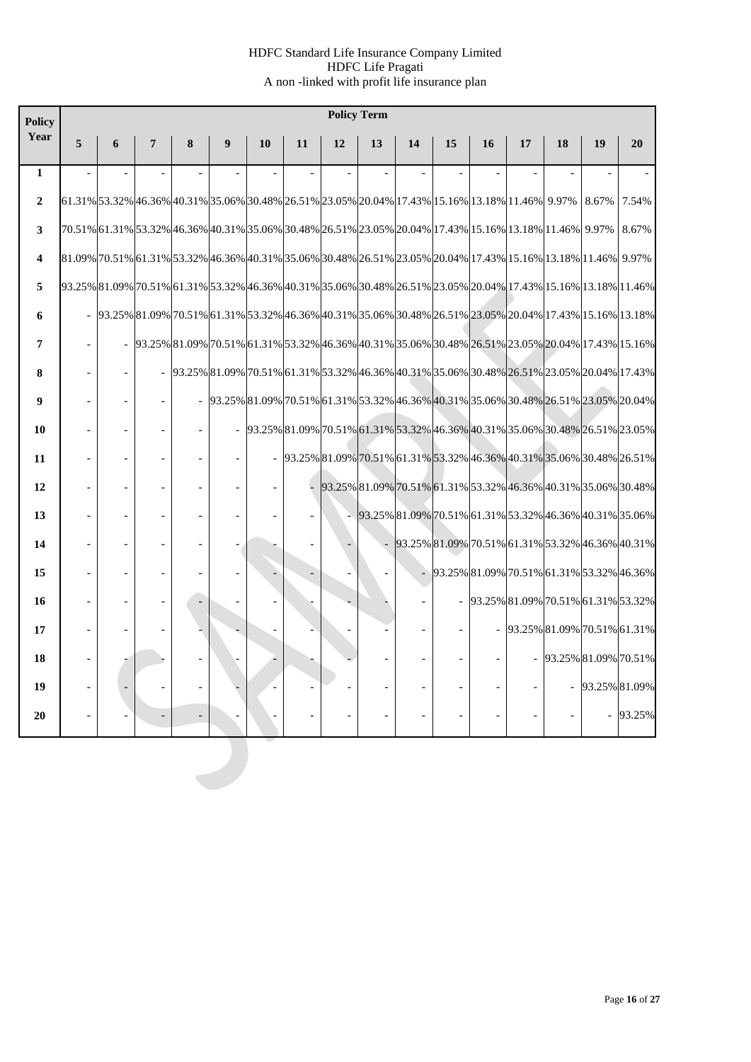HDFC Standard Life Insurance Company Limited
HDFC Life Pragati
A non -linked with profit life insurance plan

| Policy Year | Policy Term | | | | | | | | | | | | | | | |
|---|---|---|---|---|---|---|---|---|---|---|---|---|---|---|---|---|
| | 5 | 6 | 7 | 8 | 9 | 10 | 11 | 12 | 13 | 14 | 15 | 16 | 17 | 18 | 19 | 20 |
| 1 | - | - | - | - | - | - | - | - | - | - | - | - | - | - | - | - |
| 2 | 61.31% | 53.32% | 46.36% | 40.31% | 35.06% | 30.48% | 26.51% | 23.05% | 20.04% | 17.43% | 15.16% | 13.18% | 11.46% | 9.97% | 8.67% | 7.54% |
| 3 | 70.51% | 61.31% | 53.32% | 46.36% | 40.31% | 35.06% | 30.48% | 26.51% | 23.05% | 20.04% | 17.43% | 15.16% | 13.18% | 11.46% | 9.97% | 8.67% |
| 4 | 81.09% | 70.51% | 61.31% | 53.32% | 46.36% | 40.31% | 35.06% | 30.48% | 26.51% | 23.05% | 20.04% | 17.43% | 15.16% | 13.18% | 11.46% | 9.97% |
| 5 | 93.25% | 81.09% | 70.51% | 61.31% | 53.32% | 46.36% | 40.31% | 35.06% | 30.48% | 26.51% | 23.05% | 20.04% | 17.43% | 15.16% | 13.18% | 11.46% |
| 6 | - | 93.25% | 81.09% | 70.51% | 61.31% | 53.32% | 46.36% | 40.31% | 35.06% | 30.48% | 26.51% | 23.05% | 20.04% | 17.43% | 15.16% | 13.18% |
| 7 | - | - | 93.25% | 81.09% | 70.51% | 61.31% | 53.32% | 46.36% | 40.31% | 35.06% | 30.48% | 26.51% | 23.05% | 20.04% | 17.43% | 15.16% |
| 8 | - | - | - | 93.25% | 81.09% | 70.51% | 61.31% | 53.32% | 46.36% | 40.31% | 35.06% | 30.48% | 26.51% | 23.05% | 20.04% | 17.43% |
| 9 | - | - | - | - | 93.25% | 81.09% | 70.51% | 61.31% | 53.32% | 46.36% | 40.31% | 35.06% | 30.48% | 26.51% | 23.05% | 20.04% |
| 10 | - | - | - | - | - | 93.25% | 81.09% | 70.51% | 61.31% | 53.32% | 46.36% | 40.31% | 35.06% | 30.48% | 26.51% | 23.05% |
| 11 | - | - | - | - | - | - | 93.25% | 81.09% | 70.51% | 61.31% | 53.32% | 46.36% | 40.31% | 35.06% | 30.48% | 26.51% |
| 12 | - | - | - | - | - | - | - | 93.25% | 81.09% | 70.51% | 61.31% | 53.32% | 46.36% | 40.31% | 35.06% | 30.48% |
| 13 | - | - | - | - | - | - | - | - | 93.25% | 81.09% | 70.51% | 61.31% | 53.32% | 46.36% | 40.31% | 35.06% |
| 14 | - | - | - | - | - | - | - | - | - | 93.25% | 81.09% | 70.51% | 61.31% | 53.32% | 46.36% | 40.31% |
| 15 | - | - | - | - | - | - | - | - | - | - | 93.25% | 81.09% | 70.51% | 61.31% | 53.32% | 46.36% |
| 16 | - | - | - | - | - | - | - | - | - | - | - | 93.25% | 81.09% | 70.51% | 61.31% | 53.32% |
| 17 | - | - | - | - | - | - | - | - | - | - | - | - | 93.25% | 81.09% | 70.51% | 61.31% |
| 18 | - | - | - | - | - | - | - | - | - | - | - | - | - | 93.25% | 81.09% | 70.51% |
| 19 | - | - | - | - | - | - | - | - | - | - | - | - | - | - | 93.25% | 81.09% |
| 20 | - | - | - | - | - | - | - | - | - | - | - | - | - | - | - | 93.25% |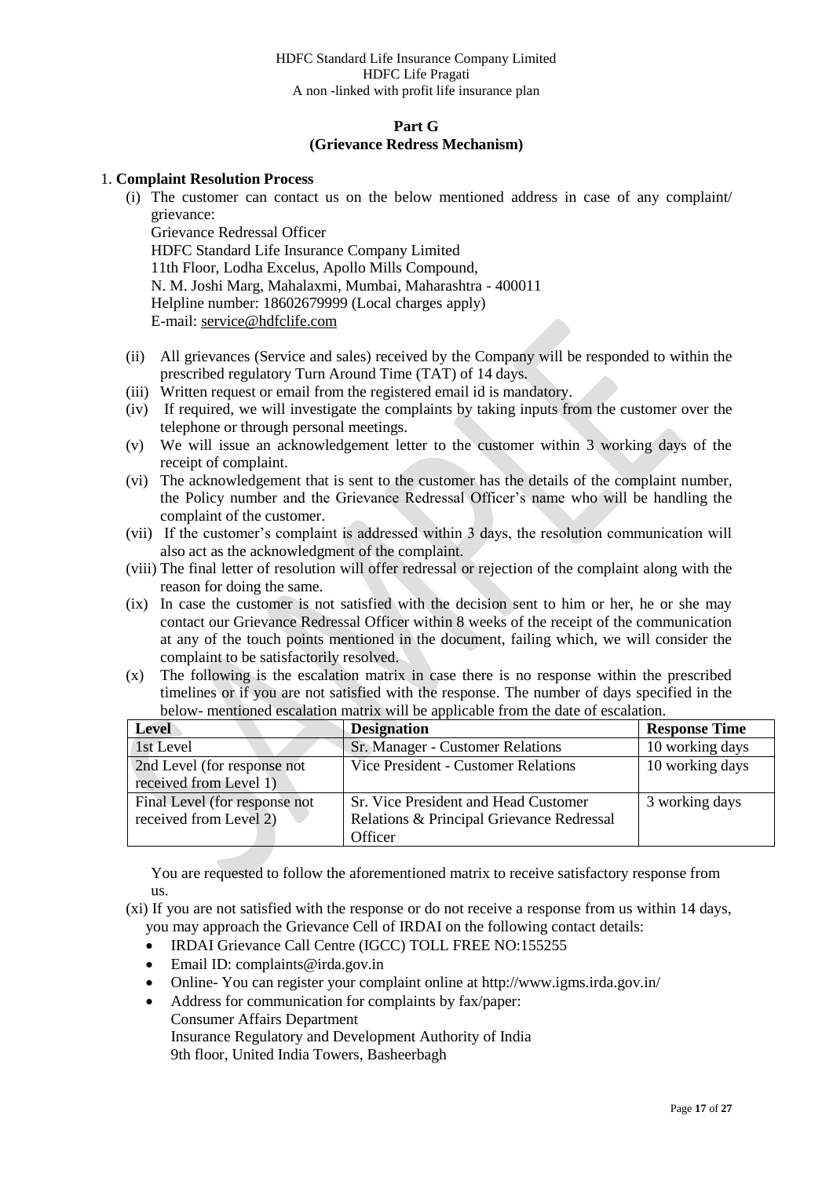**Part G**
**(Grievance Redress Mechanism)**

1. **Complaint Resolution Process**

(i) The customer can contact us on the below mentioned address in case of any complaint/ grievance:
Grievance Redressal Officer
HDFC Standard Life Insurance Company Limited
11th Floor, Lodha Excelus, Apollo Mills Compound,
N. M. Joshi Marg, Mahalaxmi, Mumbai, Maharashtra - 400011
Helpline number: 18602679999 (Local charges apply)
E-mail: service@hdfclife.com

(ii) All grievances (Service and sales) received by the Company will be responded to within the prescribed regulatory Turn Around Time (TAT) of 14 days.

(iii) Written request or email from the registered email id is mandatory.

(iv) If required, we will investigate the complaints by taking inputs from the customer over the telephone or through personal meetings.

(v) We will issue an acknowledgement letter to the customer within 3 working days of the receipt of complaint.

(vi) The acknowledgement that is sent to the customer has the details of the complaint number, the Policy number and the Grievance Redressal Officer's name who will be handling the complaint of the customer.

(vii) If the customer's complaint is addressed within 3 days, the resolution communication will also act as the acknowledgment of the complaint.

(viii) The final letter of resolution will offer redressal or rejection of the complaint along with the reason for doing the same.

(ix) In case the customer is not satisfied with the decision sent to him or her, he or she may contact our Grievance Redressal Officer within 8 weeks of the receipt of the communication at any of the touch points mentioned in the document, failing which, we will consider the complaint to be satisfactorily resolved.

(x) The following is the escalation matrix in case there is no response within the prescribed timelines or if you are not satisfied with the response. The number of days specified in the below- mentioned escalation matrix will be applicable from the date of escalation.

| Level | Designation | Response Time |
|---|---|---|
| 1st Level | Sr. Manager - Customer Relations | 10 working days |
| 2nd Level (for response not received from Level 1) | Vice President - Customer Relations | 10 working days |
| Final Level (for response not received from Level 2) | Sr. Vice President and Head Customer Relations & Principal Grievance Redressal Officer | 3 working days |

You are requested to follow the aforementioned matrix to receive satisfactory response from us.

(xi) If you are not satisfied with the response or do not receive a response from us within 14 days, you may approach the Grievance Cell of IRDAI on the following contact details:

- IRDAI Grievance Call Centre (IGCC) TOLL FREE NO:155255
- Email ID: complaints@irda.gov.in
- Online- You can register your complaint online at http://www.igms.irda.gov.in/
- Address for communication for complaints by fax/paper:
  Consumer Affairs Department
  Insurance Regulatory and Development Authority of India
  9th floor, United India Towers, Basheerbagh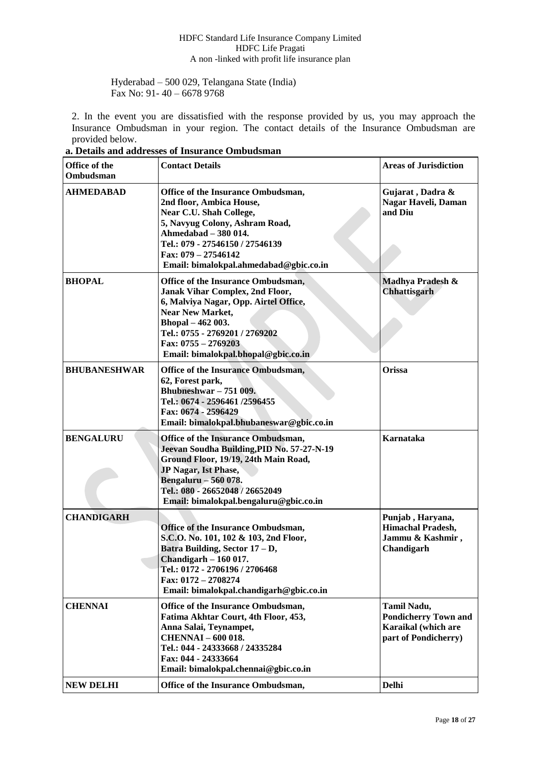Hyderabad – 500 029, Telangana State (India)
Fax No: 91- 40 – 6678 9768

2. In the event you are dissatisfied with the response provided by us, you may approach the Insurance Ombudsman in your region. The contact details of the Insurance Ombudsman are provided below.

**a. Details and addresses of Insurance Ombudsman**

| Office of the Ombudsman | Contact Details | Areas of Jurisdiction |
|---|---|---|
| **AHMEDABAD** | **Office of the Insurance Ombudsman, 2nd floor, Ambica House, Near C.U. Shah College, 5, Navyug Colony, Ashram Road, Ahmedabad – 380 014. Tel.: 079 - 27546150 / 27546139 Fax: 079 – 27546142 Email: bimalokpal.ahmedabad@gbic.co.in** | **Gujarat , Dadra & Nagar Haveli, Daman and Diu** |
| **BHOPAL** | **Office of the Insurance Ombudsman, Janak Vihar Complex, 2nd Floor, 6, Malviya Nagar, Opp. Airtel Office, Near New Market, Bhopal – 462 003. Tel.: 0755 - 2769201 / 2769202 Fax: 0755 – 2769203 Email: bimalokpal.bhopal@gbic.co.in** | **Madhya Pradesh & Chhattisgarh** |
| **BHUBANESHWAR** | **Office of the Insurance Ombudsman, 62, Forest park, Bhubneshwar – 751 009. Tel.: 0674 - 2596461 /2596455 Fax: 0674 - 2596429 Email: bimalokpal.bhubaneswar@gbic.co.in** | **Orissa** |
| **BENGALURU** | **Office of the Insurance Ombudsman, Jeevan Soudha Building,PID No. 57-27-N-19 Ground Floor, 19/19, 24th Main Road, JP Nagar, Ist Phase, Bengaluru – 560 078. Tel.: 080 - 26652048 / 26652049 Email: bimalokpal.bengaluru@gbic.co.in** | **Karnataka** |
| **CHANDIGARH** | **Office of the Insurance Ombudsman, S.C.O. No. 101, 102 & 103, 2nd Floor, Batra Building, Sector 17 – D, Chandigarh – 160 017. Tel.: 0172 - 2706196 / 2706468 Fax: 0172 – 2708274 Email: bimalokpal.chandigarh@gbic.co.in** | **Punjab , Haryana, Himachal Pradesh, Jammu & Kashmir , Chandigarh** |
| **CHENNAI** | **Office of the Insurance Ombudsman, Fatima Akhtar Court, 4th Floor, 453, Anna Salai, Teynampet, CHENNAI – 600 018. Tel.: 044 - 24333668 / 24335284 Fax: 044 - 24333664 Email: bimalokpal.chennai@gbic.co.in** | **Tamil Nadu, Pondicherry Town and Karaikal (which are part of Pondicherry)** |
| **NEW DELHI** | **Office of the Insurance Ombudsman,** | **Delhi** |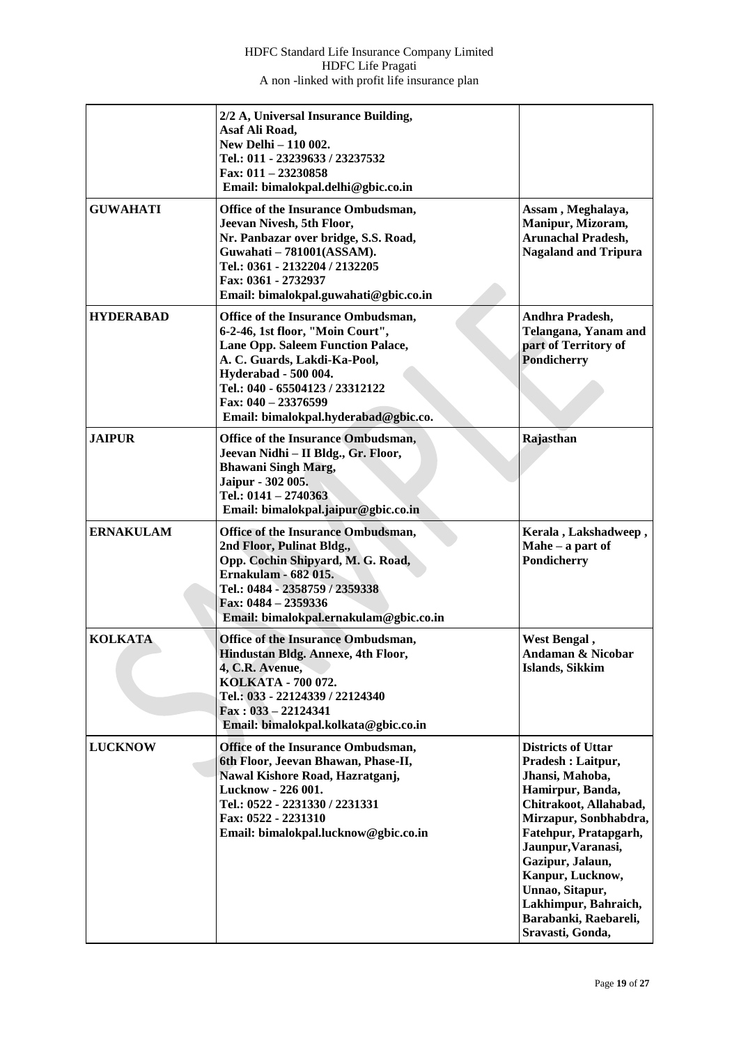| | | |
|---|---|---|
| | **2/2 A, Universal Insurance Building,**<br>**Asaf Ali Road,**<br>**New Delhi – 110 002.**<br>**Tel.: 011 - 23239633 / 23237532**<br>**Fax: 011 – 23230858**<br>**Email: bimalokpal.delhi@gbic.co.in** | |
| **GUWAHATI** | **Office of the Insurance Ombudsman,**<br>**Jeevan Nivesh, 5th Floor,**<br>**Nr. Panbazar over bridge, S.S. Road,**<br>**Guwahati – 781001(ASSAM).**<br>**Tel.: 0361 - 2132204 / 2132205**<br>**Fax: 0361 - 2732937**<br>**Email: bimalokpal.guwahati@gbic.co.in** | **Assam , Meghalaya, Manipur, Mizoram, Arunachal Pradesh, Nagaland and Tripura** |
| **HYDERABAD** | **Office of the Insurance Ombudsman,**<br>**6-2-46, 1st floor, "Moin Court",**<br>**Lane Opp. Saleem Function Palace,**<br>**A. C. Guards, Lakdi-Ka-Pool,**<br>**Hyderabad - 500 004.**<br>**Tel.: 040 - 65504123 / 23312122**<br>**Fax: 040 – 23376599**<br>**Email: bimalokpal.hyderabad@gbic.co.** | **Andhra Pradesh, Telangana, Yanam and part of Territory of Pondicherry** |
| **JAIPUR** | **Office of the Insurance Ombudsman,**<br>**Jeevan Nidhi – II Bldg., Gr. Floor,**<br>**Bhawani Singh Marg,**<br>**Jaipur - 302 005.**<br>**Tel.: 0141 – 2740363**<br>**Email: bimalokpal.jaipur@gbic.co.in** | **Rajasthan** |
| **ERNAKULAM** | **Office of the Insurance Ombudsman,**<br>**2nd Floor, Pulinat Bldg.,**<br>**Opp. Cochin Shipyard, M. G. Road,**<br>**Ernakulam - 682 015.**<br>**Tel.: 0484 - 2358759 / 2359338**<br>**Fax: 0484 – 2359336**<br>**Email: bimalokpal.ernakulam@gbic.co.in** | **Kerala , Lakshadweep , Mahe – a part of Pondicherry** |
| **KOLKATA** | **Office of the Insurance Ombudsman,**<br>**Hindustan Bldg. Annexe, 4th Floor,**<br>**4, C.R. Avenue,**<br>**KOLKATA - 700 072.**<br>**Tel.: 033 - 22124339 / 22124340**<br>**Fax : 033 – 22124341**<br>**Email: bimalokpal.kolkata@gbic.co.in** | **West Bengal , Andaman & Nicobar Islands, Sikkim** |
| **LUCKNOW** | **Office of the Insurance Ombudsman,**<br>**6th Floor, Jeevan Bhawan, Phase-II,**<br>**Nawal Kishore Road, Hazratganj,**<br>**Lucknow - 226 001.**<br>**Tel.: 0522 - 2231330 / 2231331**<br>**Fax: 0522 - 2231310**<br>**Email: bimalokpal.lucknow@gbic.co.in** | **Districts of Uttar Pradesh : Laitpur, Jhansi, Mahoba, Hamirpur, Banda, Chitrakoot, Allahabad, Mirzapur, Sonbhabdra, Fatehpur, Pratapgarh, Jaunpur,Varanasi, Gazipur, Jalaun, Kanpur, Lucknow, Unnao, Sitapur, Lakhimpur, Bahraich, Barabanki, Raebareli, Sravasti, Gonda,** |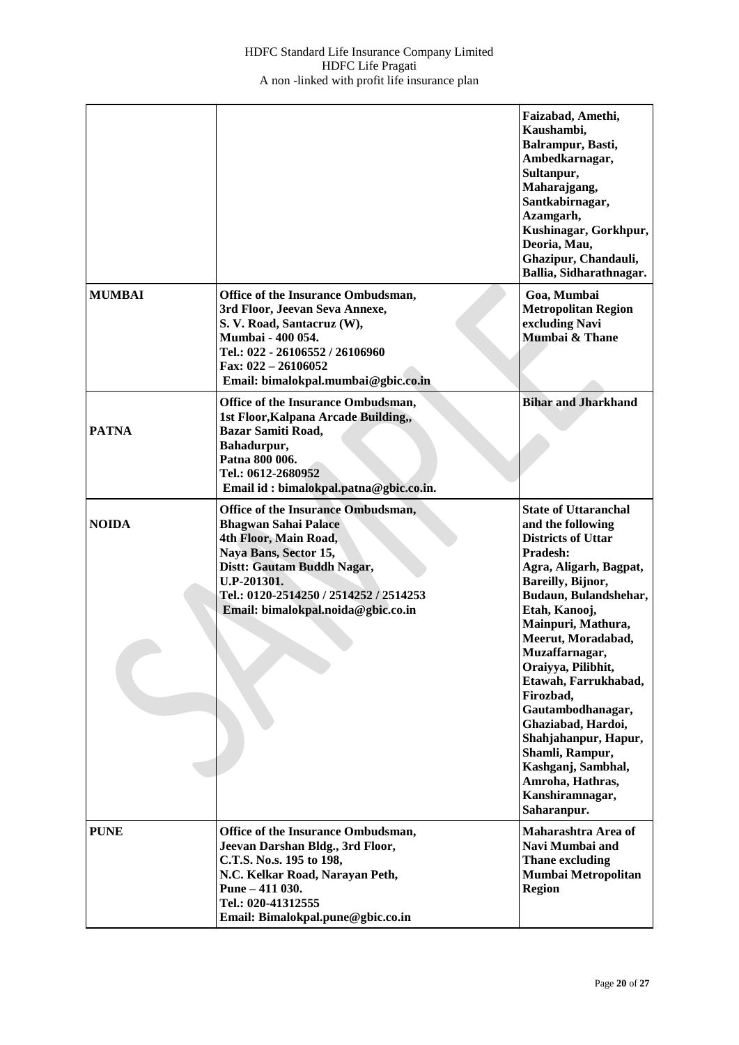| | | |
|---|---|---|
| | | **Faizabad, Amethi, Kaushambi, Balrampur, Basti, Ambedkarnagar, Sultanpur, Maharajgang, Santkabirnagar, Azamgarh, Kushinagar, Gorkhpur, Deoria, Mau, Ghazipur, Chandauli, Ballia, Sidharathnagar.** |
| **MUMBAI** | **Office of the Insurance Ombudsman, 3rd Floor, Jeevan Seva Annexe, S. V. Road, Santacruz (W), Mumbai - 400 054. Tel.: 022 - 26106552 / 26106960 Fax: 022 – 26106052 Email: bimalokpal.mumbai@gbic.co.in** | **Goa, Mumbai Metropolitan Region excluding Navi Mumbai & Thane** |
| **PATNA** | **Office of the Insurance Ombudsman, 1st Floor,Kalpana Arcade Building,, Bazar Samiti Road, Bahadurpur, Patna 800 006. Tel.: 0612-2680952 Email id : bimalokpal.patna@gbic.co.in.** | **Bihar and Jharkhand** |
| **NOIDA** | **Office of the Insurance Ombudsman, Bhagwan Sahai Palace 4th Floor, Main Road, Naya Bans, Sector 15, Distt: Gautam Buddh Nagar, U.P-201301. Tel.: 0120-2514250 / 2514252 / 2514253 Email: bimalokpal.noida@gbic.co.in** | **State of Uttaranchal and the following Districts of Uttar Pradesh: Agra, Aligarh, Bagpat, Bareilly, Bijnor, Budaun, Bulandshehar, Etah, Kanooj, Mainpuri, Mathura, Meerut, Moradabad, Muzaffarnagar, Oraiyya, Pilibhit, Etawah, Farrukhabad, Firozbad, Gautambodhanagar, Ghaziabad, Hardoi, Shahjahanpur, Hapur, Shamli, Rampur, Kashganj, Sambhal, Amroha, Hathras, Kanshiramnagar, Saharanpur.** |
| **PUNE** | **Office of the Insurance Ombudsman, Jeevan Darshan Bldg., 3rd Floor, C.T.S. No.s. 195 to 198, N.C. Kelkar Road, Narayan Peth, Pune – 411 030. Tel.: 020-41312555 Email: Bimalokpal.pune@gbic.co.in** | **Maharashtra Area of Navi Mumbai and Thane excluding Mumbai Metropolitan Region** |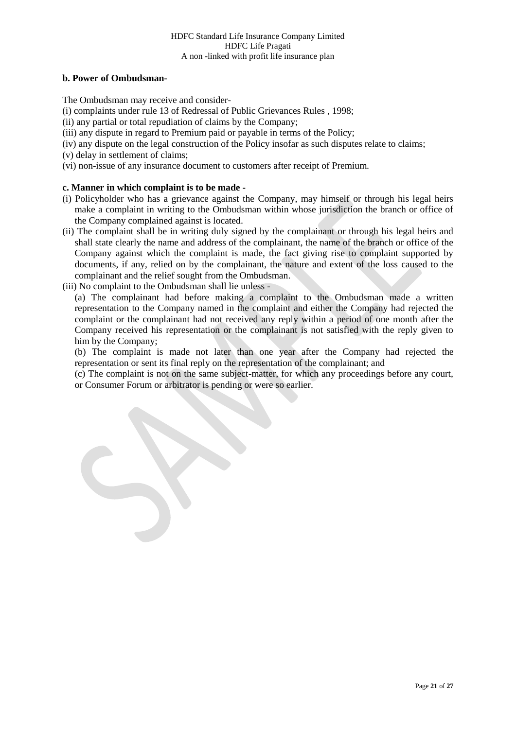**b. Power of Ombudsman-**

The Ombudsman may receive and consider-

(i) complaints under rule 13 of Redressal of Public Grievances Rules , 1998;

(ii) any partial or total repudiation of claims by the Company;

(iii) any dispute in regard to Premium paid or payable in terms of the Policy;

(iv) any dispute on the legal construction of the Policy insofar as such disputes relate to claims;

(v) delay in settlement of claims;

(vi) non-issue of any insurance document to customers after receipt of Premium.

**c. Manner in which complaint is to be made -**

(i) Policyholder who has a grievance against the Company, may himself or through his legal heirs make a complaint in writing to the Ombudsman within whose jurisdiction the branch or office of the Company complained against is located.

(ii) The complaint shall be in writing duly signed by the complainant or through his legal heirs and shall state clearly the name and address of the complainant, the name of the branch or office of the Company against which the complaint is made, the fact giving rise to complaint supported by documents, if any, relied on by the complainant, the nature and extent of the loss caused to the complainant and the relief sought from the Ombudsman.

(iii) No complaint to the Ombudsman shall lie unless -

(a) The complainant had before making a complaint to the Ombudsman made a written representation to the Company named in the complaint and either the Company had rejected the complaint or the complainant had not received any reply within a period of one month after the Company received his representation or the complainant is not satisfied with the reply given to him by the Company;

(b) The complaint is made not later than one year after the Company had rejected the representation or sent its final reply on the representation of the complainant; and

(c) The complaint is not on the same subject-matter, for which any proceedings before any court, or Consumer Forum or arbitrator is pending or were so earlier.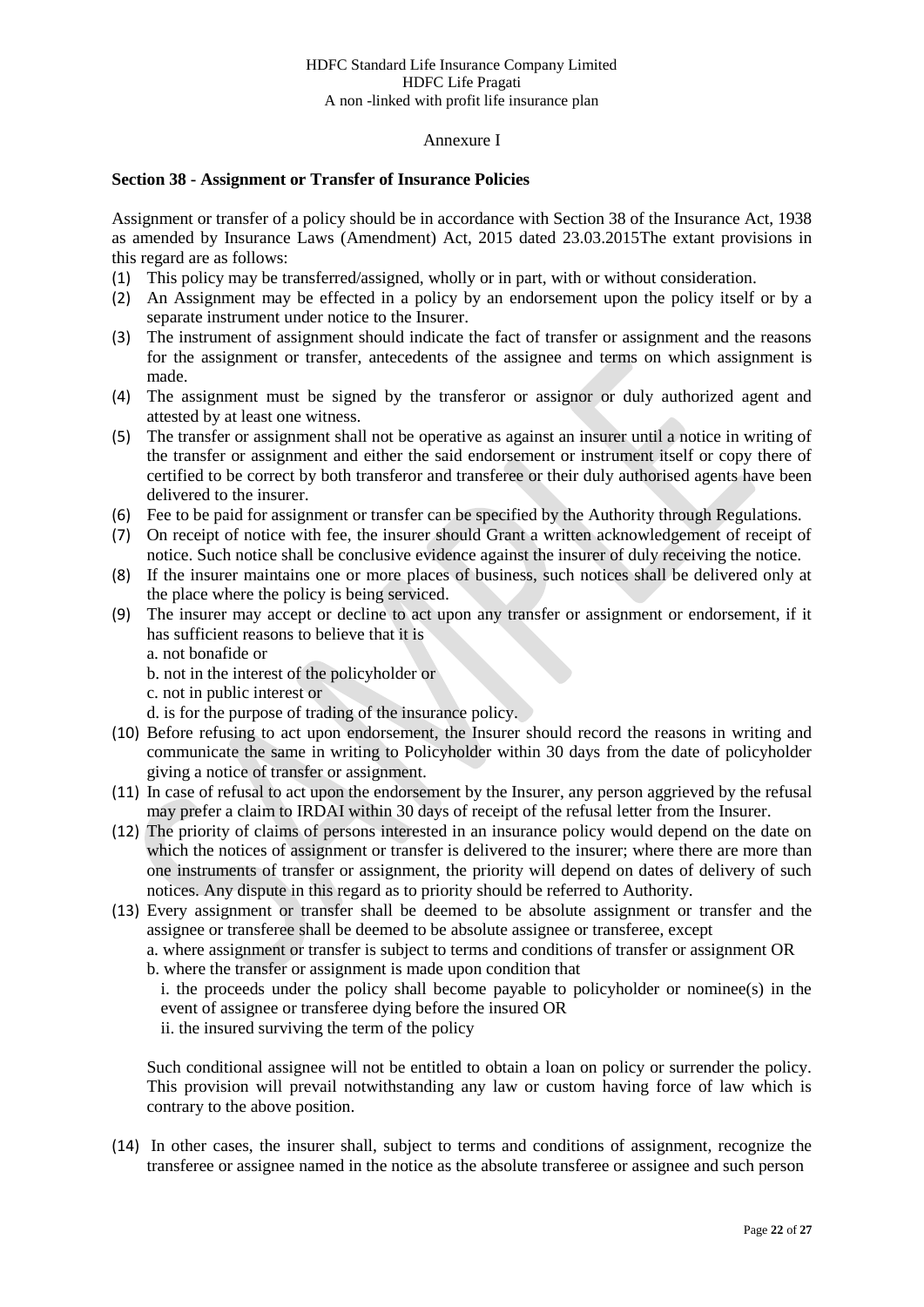Annexure I

**Section 38 - Assignment or Transfer of Insurance Policies**

Assignment or transfer of a policy should be in accordance with Section 38 of the Insurance Act, 1938 as amended by Insurance Laws (Amendment) Act, 2015 dated 23.03.2015The extant provisions in this regard are as follows:

(1) This policy may be transferred/assigned, wholly or in part, with or without consideration.
(2) An Assignment may be effected in a policy by an endorsement upon the policy itself or by a separate instrument under notice to the Insurer.
(3) The instrument of assignment should indicate the fact of transfer or assignment and the reasons for the assignment or transfer, antecedents of the assignee and terms on which assignment is made.
(4) The assignment must be signed by the transferor or assignor or duly authorized agent and attested by at least one witness.
(5) The transfer or assignment shall not be operative as against an insurer until a notice in writing of the transfer or assignment and either the said endorsement or instrument itself or copy there of certified to be correct by both transferor and transferee or their duly authorised agents have been delivered to the insurer.
(6) Fee to be paid for assignment or transfer can be specified by the Authority through Regulations.
(7) On receipt of notice with fee, the insurer should Grant a written acknowledgement of receipt of notice. Such notice shall be conclusive evidence against the insurer of duly receiving the notice.
(8) If the insurer maintains one or more places of business, such notices shall be delivered only at the place where the policy is being serviced.
(9) The insurer may accept or decline to act upon any transfer or assignment or endorsement, if it has sufficient reasons to believe that it is
    a. not bonafide or
    b. not in the interest of the policyholder or
    c. not in public interest or
    d. is for the purpose of trading of the insurance policy.
(10) Before refusing to act upon endorsement, the Insurer should record the reasons in writing and communicate the same in writing to Policyholder within 30 days from the date of policyholder giving a notice of transfer or assignment.
(11) In case of refusal to act upon the endorsement by the Insurer, any person aggrieved by the refusal may prefer a claim to IRDAI within 30 days of receipt of the refusal letter from the Insurer.
(12) The priority of claims of persons interested in an insurance policy would depend on the date on which the notices of assignment or transfer is delivered to the insurer; where there are more than one instruments of transfer or assignment, the priority will depend on dates of delivery of such notices. Any dispute in this regard as to priority should be referred to Authority.
(13) Every assignment or transfer shall be deemed to be absolute assignment or transfer and the assignee or transferee shall be deemed to be absolute assignee or transferee, except
    a. where assignment or transfer is subject to terms and conditions of transfer or assignment OR
    b. where the transfer or assignment is made upon condition that
        i. the proceeds under the policy shall become payable to policyholder or nominee(s) in the event of assignee or transferee dying before the insured OR
        ii. the insured surviving the term of the policy

    Such conditional assignee will not be entitled to obtain a loan on policy or surrender the policy. This provision will prevail notwithstanding any law or custom having force of law which is contrary to the above position.

(14) In other cases, the insurer shall, subject to terms and conditions of assignment, recognize the transferee or assignee named in the notice as the absolute transferee or assignee and such person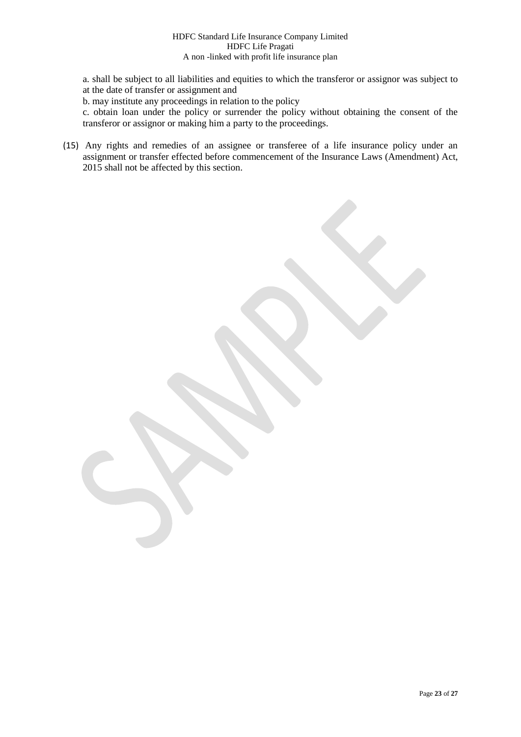a. shall be subject to all liabilities and equities to which the transferor or assignor was subject to at the date of transfer or assignment and

b. may institute any proceedings in relation to the policy

c. obtain loan under the policy or surrender the policy without obtaining the consent of the transferor or assignor or making him a party to the proceedings.

(15) Any rights and remedies of an assignee or transferee of a life insurance policy under an assignment or transfer effected before commencement of the Insurance Laws (Amendment) Act, 2015 shall not be affected by this section.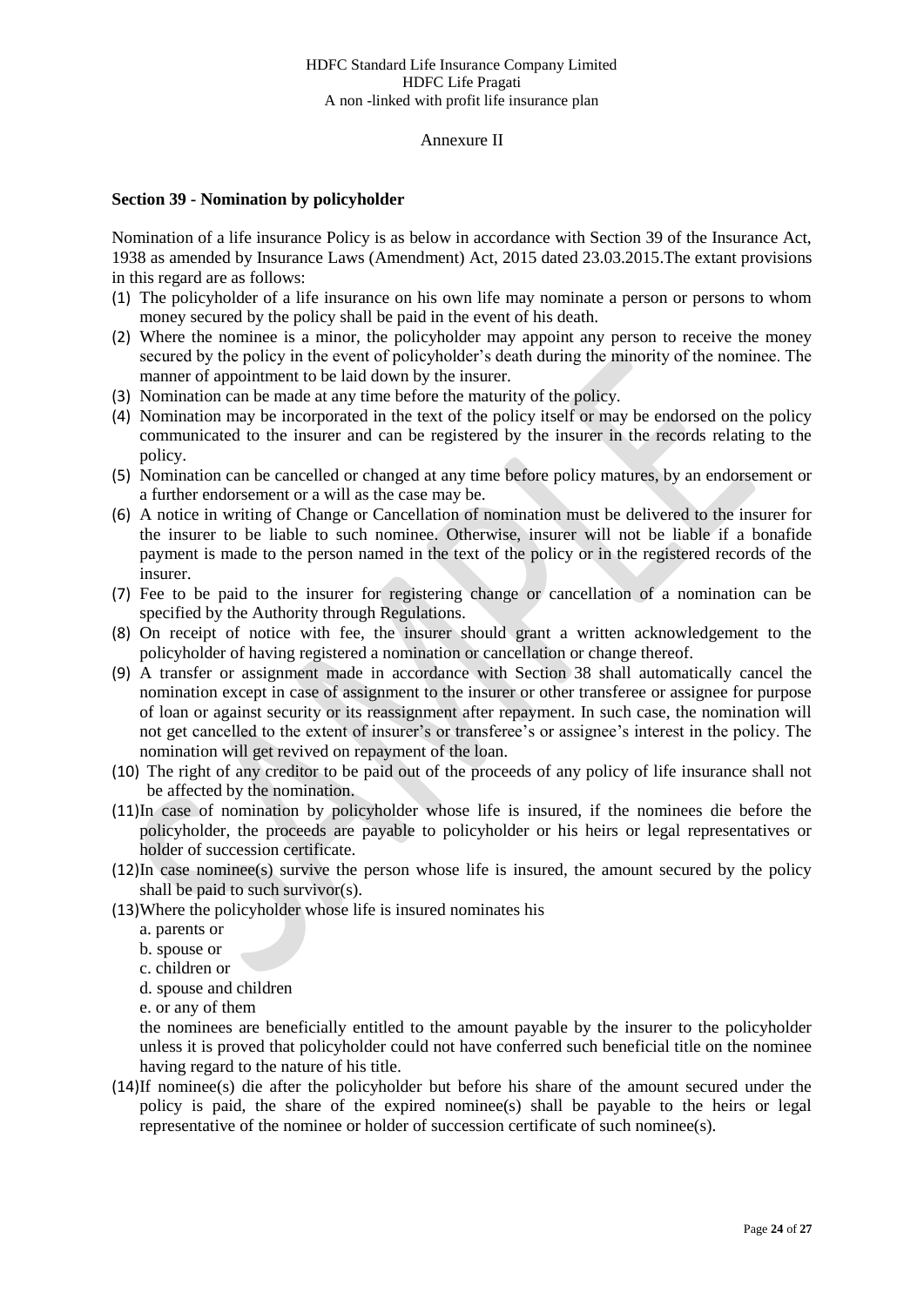Annexure II

**Section 39 - Nomination by policyholder**

Nomination of a life insurance Policy is as below in accordance with Section 39 of the Insurance Act, 1938 as amended by Insurance Laws (Amendment) Act, 2015 dated 23.03.2015.The extant provisions in this regard are as follows:

(1) The policyholder of a life insurance on his own life may nominate a person or persons to whom money secured by the policy shall be paid in the event of his death.
(2) Where the nominee is a minor, the policyholder may appoint any person to receive the money secured by the policy in the event of policyholder's death during the minority of the nominee. The manner of appointment to be laid down by the insurer.
(3) Nomination can be made at any time before the maturity of the policy.
(4) Nomination may be incorporated in the text of the policy itself or may be endorsed on the policy communicated to the insurer and can be registered by the insurer in the records relating to the policy.
(5) Nomination can be cancelled or changed at any time before policy matures, by an endorsement or a further endorsement or a will as the case may be.
(6) A notice in writing of Change or Cancellation of nomination must be delivered to the insurer for the insurer to be liable to such nominee. Otherwise, insurer will not be liable if a bonafide payment is made to the person named in the text of the policy or in the registered records of the insurer.
(7) Fee to be paid to the insurer for registering change or cancellation of a nomination can be specified by the Authority through Regulations.
(8) On receipt of notice with fee, the insurer should grant a written acknowledgement to the policyholder of having registered a nomination or cancellation or change thereof.
(9) A transfer or assignment made in accordance with Section 38 shall automatically cancel the nomination except in case of assignment to the insurer or other transferee or assignee for purpose of loan or against security or its reassignment after repayment. In such case, the nomination will not get cancelled to the extent of insurer's or transferee's or assignee's interest in the policy. The nomination will get revived on repayment of the loan.
(10) The right of any creditor to be paid out of the proceeds of any policy of life insurance shall not be affected by the nomination.
(11) In case of nomination by policyholder whose life is insured, if the nominees die before the policyholder, the proceeds are payable to policyholder or his heirs or legal representatives or holder of succession certificate.
(12) In case nominee(s) survive the person whose life is insured, the amount secured by the policy shall be paid to such survivor(s).
(13) Where the policyholder whose life is insured nominates his
    a. parents or
    b. spouse or
    c. children or
    d. spouse and children
    e. or any of them

    the nominees are beneficially entitled to the amount payable by the insurer to the policyholder unless it is proved that policyholder could not have conferred such beneficial title on the nominee having regard to the nature of his title.
(14) If nominee(s) die after the policyholder but before his share of the amount secured under the policy is paid, the share of the expired nominee(s) shall be payable to the heirs or legal representative of the nominee or holder of succession certificate of such nominee(s).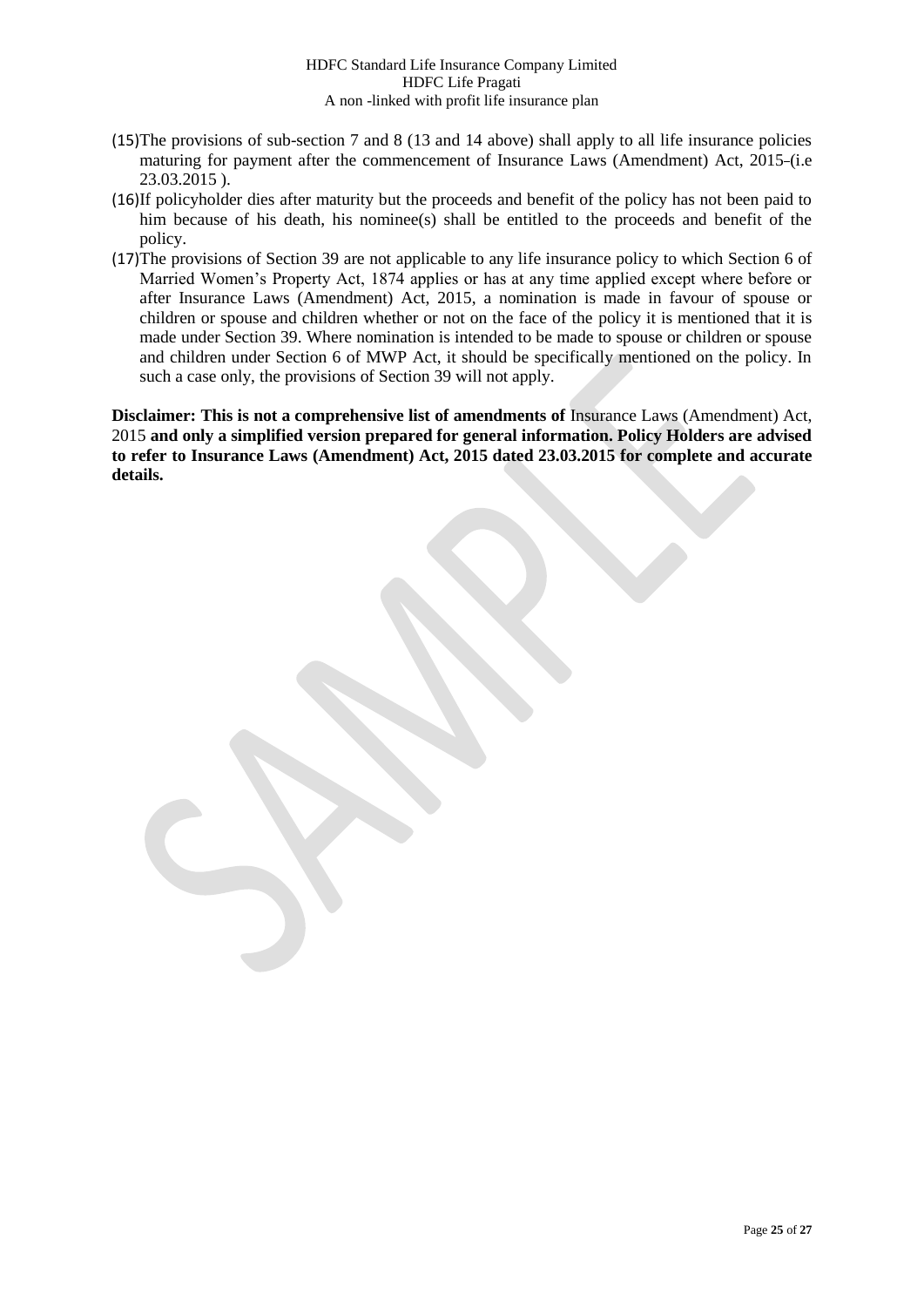(15) The provisions of sub-section 7 and 8 (13 and 14 above) shall apply to all life insurance policies maturing for payment after the commencement of Insurance Laws (Amendment) Act, 2015 (i.e 23.03.2015 ).

(16) If policyholder dies after maturity but the proceeds and benefit of the policy has not been paid to him because of his death, his nominee(s) shall be entitled to the proceeds and benefit of the policy.

(17) The provisions of Section 39 are not applicable to any life insurance policy to which Section 6 of Married Women's Property Act, 1874 applies or has at any time applied except where before or after Insurance Laws (Amendment) Act, 2015, a nomination is made in favour of spouse or children or spouse and children whether or not on the face of the policy it is mentioned that it is made under Section 39. Where nomination is intended to be made to spouse or children or spouse and children under Section 6 of MWP Act, it should be specifically mentioned on the policy. In such a case only, the provisions of Section 39 will not apply.

**Disclaimer: This is not a comprehensive list of amendments of** Insurance Laws (Amendment) Act, 2015 **and only a simplified version prepared for general information. Policy Holders are advised to refer to Insurance Laws (Amendment) Act, 2015 dated 23.03.2015 for complete and accurate details.**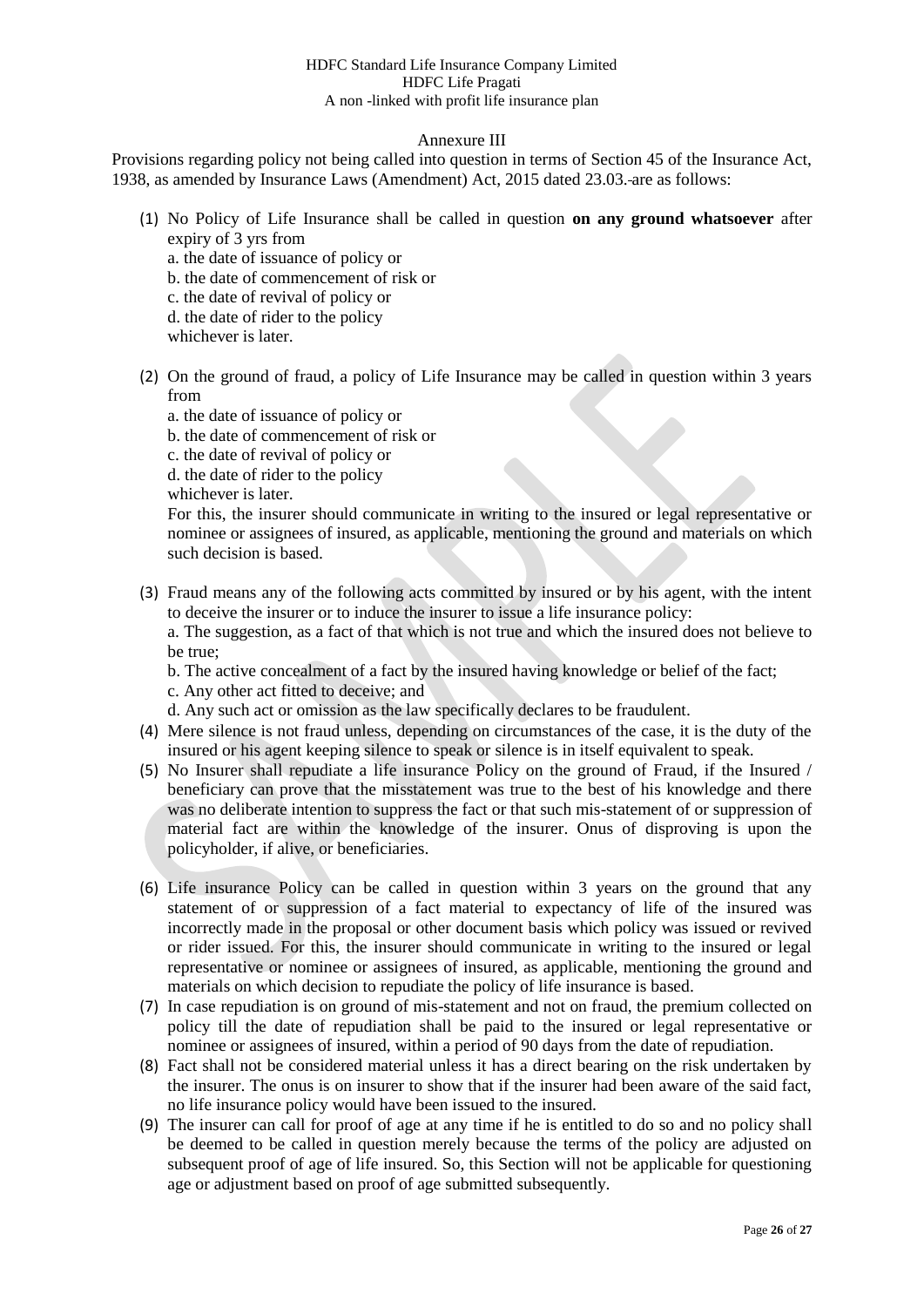HDFC Standard Life Insurance Company Limited
HDFC Life Pragati
A non -linked with profit life insurance plan

## Annexure III

Provisions regarding policy not being called into question in terms of Section 45 of the Insurance Act, 1938, as amended by Insurance Laws (Amendment) Act, 2015 dated 23.03. are as follows:

(1) No Policy of Life Insurance shall be called in question **on any ground whatsoever** after expiry of 3 yrs from
  a. the date of issuance of policy or
  b. the date of commencement of risk or
  c. the date of revival of policy or
  d. the date of rider to the policy
  whichever is later.

(2) On the ground of fraud, a policy of Life Insurance may be called in question within 3 years from
  a. the date of issuance of policy or
  b. the date of commencement of risk or
  c. the date of revival of policy or
  d. the date of rider to the policy
  whichever is later.
  For this, the insurer should communicate in writing to the insured or legal representative or nominee or assignees of insured, as applicable, mentioning the ground and materials on which such decision is based.

(3) Fraud means any of the following acts committed by insured or by his agent, with the intent to deceive the insurer or to induce the insurer to issue a life insurance policy:
  a. The suggestion, as a fact of that which is not true and which the insured does not believe to be true;
  b. The active concealment of a fact by the insured having knowledge or belief of the fact;
  c. Any other act fitted to deceive; and
  d. Any such act or omission as the law specifically declares to be fraudulent.

(4) Mere silence is not fraud unless, depending on circumstances of the case, it is the duty of the insured or his agent keeping silence to speak or silence is in itself equivalent to speak.

(5) No Insurer shall repudiate a life insurance Policy on the ground of Fraud, if the Insured / beneficiary can prove that the misstatement was true to the best of his knowledge and there was no deliberate intention to suppress the fact or that such mis-statement of or suppression of material fact are within the knowledge of the insurer. Onus of disproving is upon the policyholder, if alive, or beneficiaries.

(6) Life insurance Policy can be called in question within 3 years on the ground that any statement of or suppression of a fact material to expectancy of life of the insured was incorrectly made in the proposal or other document basis which policy was issued or revived or rider issued. For this, the insurer should communicate in writing to the insured or legal representative or nominee or assignees of insured, as applicable, mentioning the ground and materials on which decision to repudiate the policy of life insurance is based.

(7) In case repudiation is on ground of mis-statement and not on fraud, the premium collected on policy till the date of repudiation shall be paid to the insured or legal representative or nominee or assignees of insured, within a period of 90 days from the date of repudiation.

(8) Fact shall not be considered material unless it has a direct bearing on the risk undertaken by the insurer. The onus is on insurer to show that if the insurer had been aware of the said fact, no life insurance policy would have been issued to the insured.

(9) The insurer can call for proof of age at any time if he is entitled to do so and no policy shall be deemed to be called in question merely because the terms of the policy are adjusted on subsequent proof of age of life insured. So, this Section will not be applicable for questioning age or adjustment based on proof of age submitted subsequently.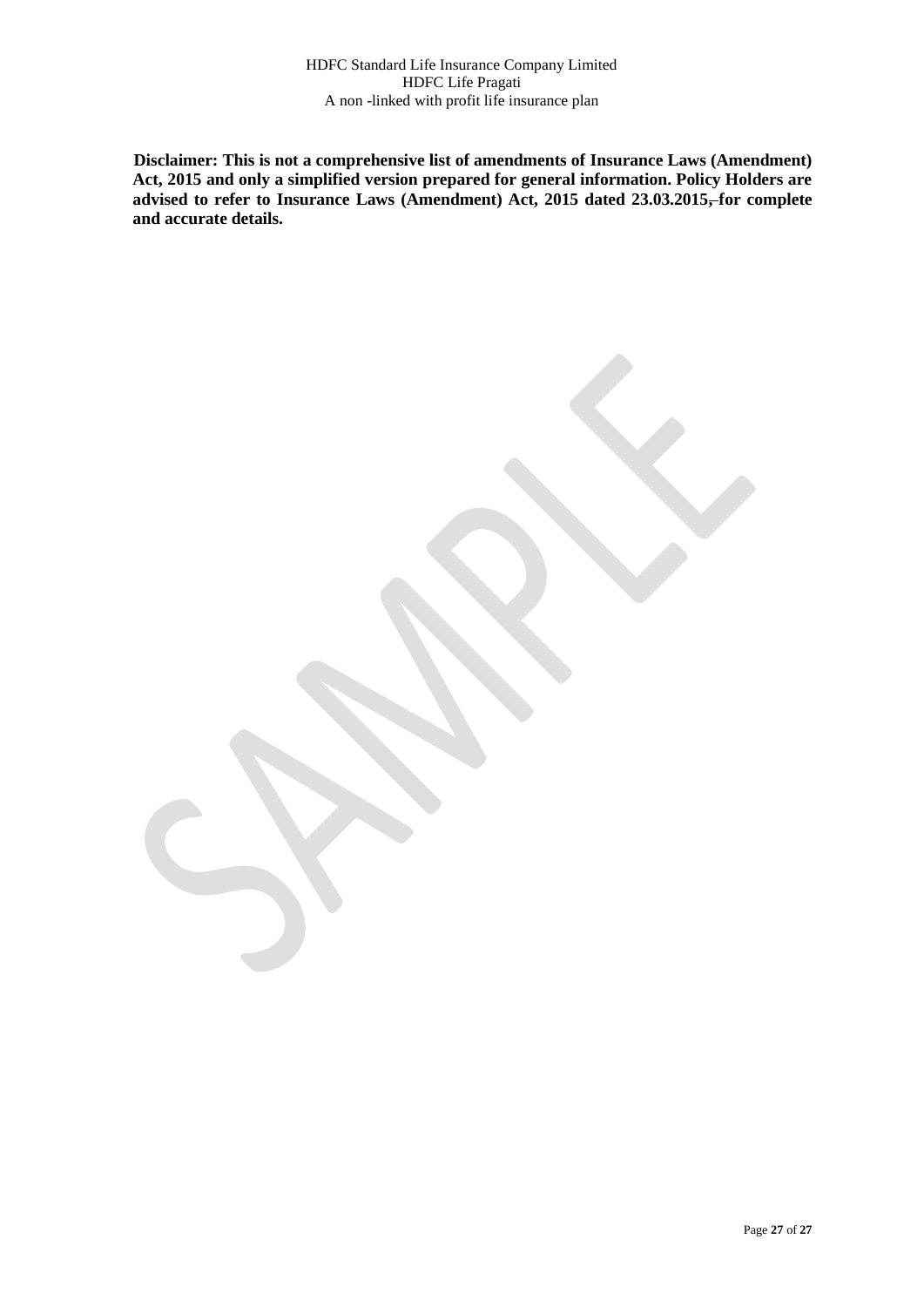**Disclaimer: This is not a comprehensive list of amendments of Insurance Laws (Amendment) Act, 2015 and only a simplified version prepared for general information. Policy Holders are advised to refer to Insurance Laws (Amendment) Act, 2015 dated 23.03.2015, for complete and accurate details.**